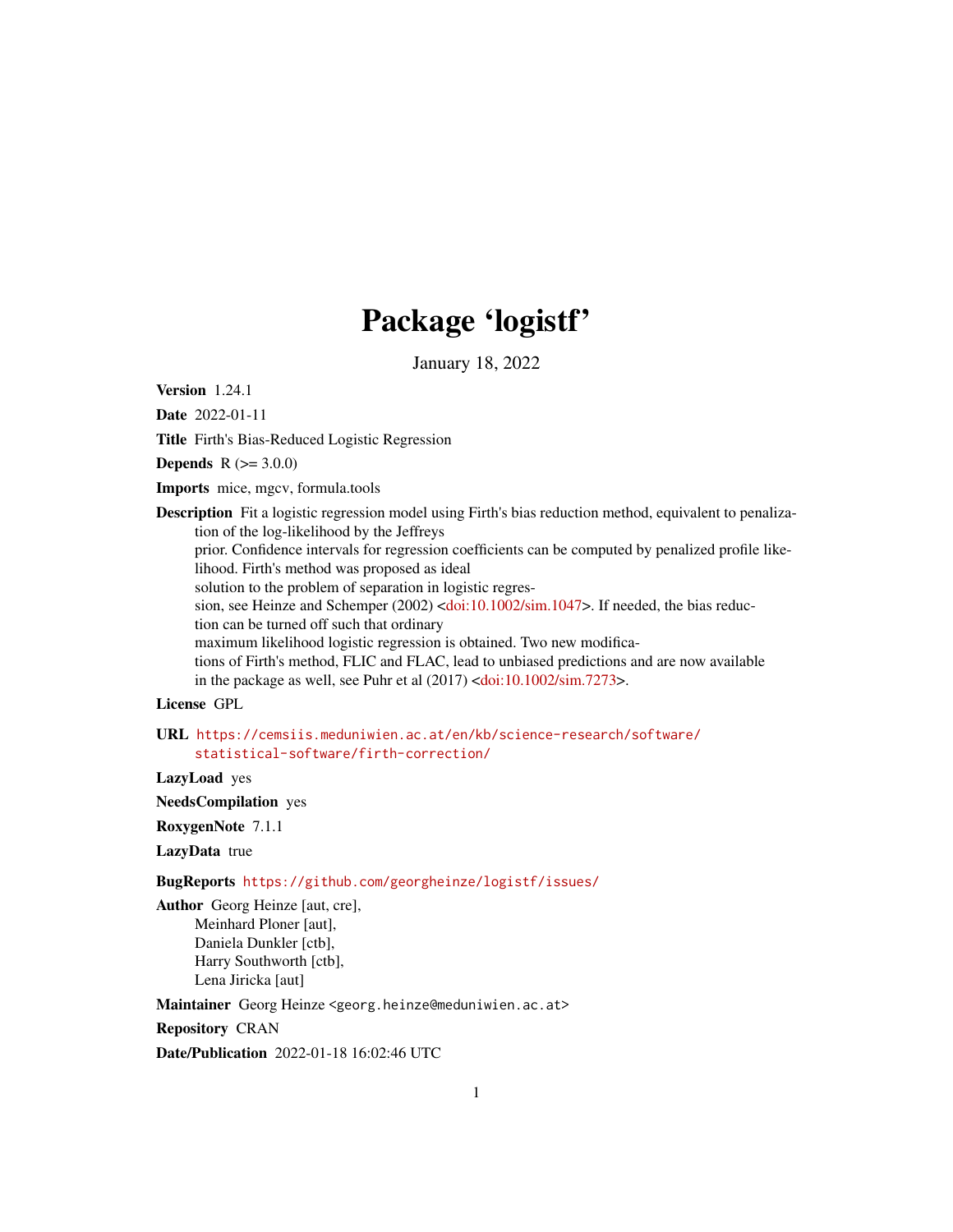# Package 'logistf'

January 18, 2022

**Version** 1.24.1

**Date** 2022-01-11

**Title** Firth's Bias-Reduced Logistic Regression

**Depends** R (>= 3.0.0)

**Imports** mice, mgcv, formula.tools

**Description** Fit a logistic regression model using Firth's bias reduction method, equivalent to penalization of the log-likelihood by the Jeffreys prior. Confidence intervals for regression coefficients can be computed by penalized profile likelihood. Firth's method was proposed as ideal solution to the problem of separation in logistic regression, see Heinze and Schemper (2002) <doi:10.1002/sim.1047>. If needed, the bias reduction can be turned off such that ordinary maximum likelihood logistic regression is obtained. Two new modifications of Firth's method, FLIC and FLAC, lead to unbiased predictions and are now available in the package as well, see Puhr et al (2017) <doi:10.1002/sim.7273>.

**License** GPL

**URL** https://cemsiis.meduniwien.ac.at/en/kb/science-research/software/statistical-software/firth-correction/

**LazyLoad** yes

**NeedsCompilation** yes

**RoxygenNote** 7.1.1

**LazyData** true

**BugReports** https://github.com/georgheinze/logistf/issues/

**Author** Georg Heinze [aut, cre],
Meinhard Ploner [aut],
Daniela Dunkler [ctb],
Harry Southworth [ctb],
Lena Jiricka [aut]

**Maintainer** Georg Heinze <georg.heinze@meduniwien.ac.at>

**Repository** CRAN

**Date/Publication** 2022-01-18 16:02:46 UTC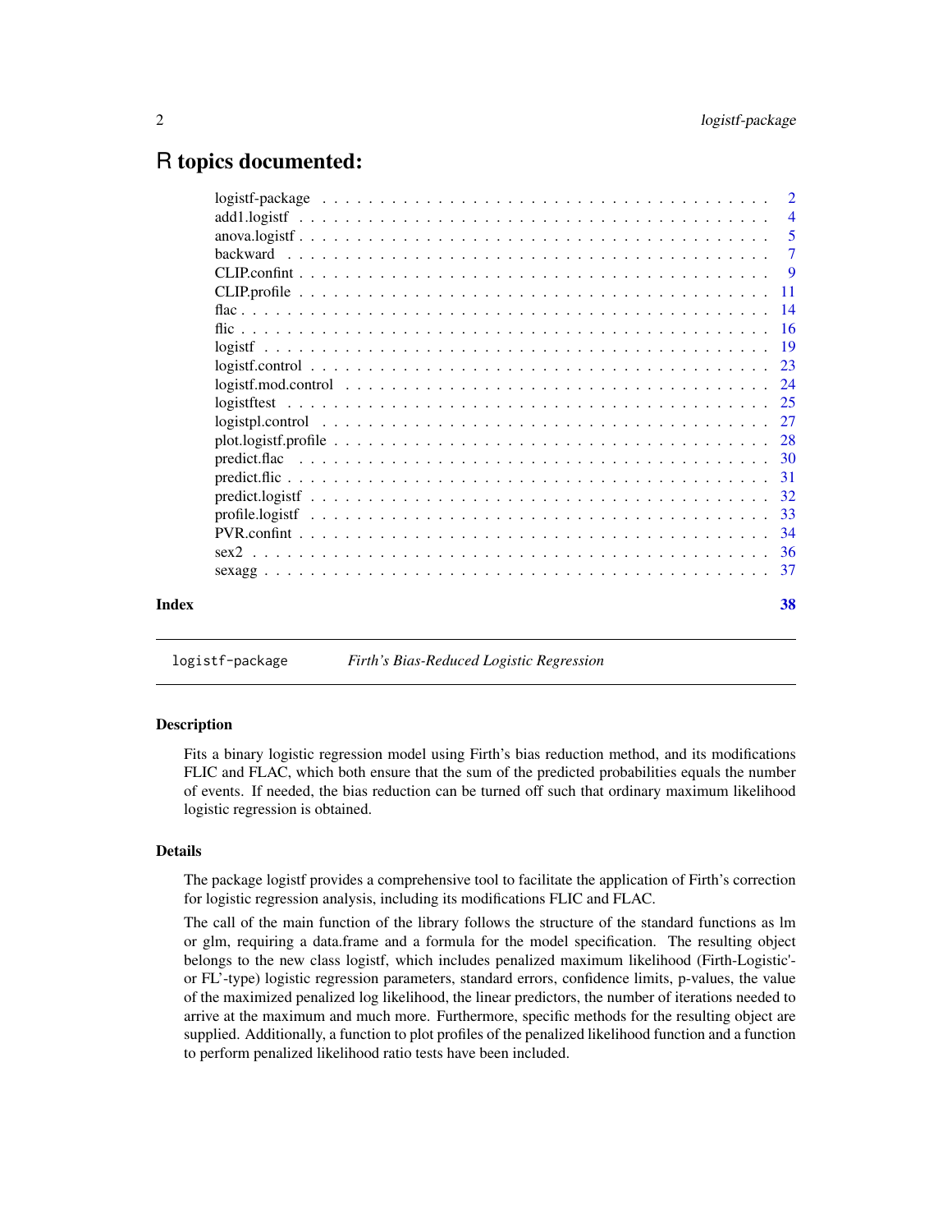# R topics documented:

| | |
|---|---|
| logistf-package | 2 |
| add1.logistf | 4 |
| anova.logistf | 5 |
| backward | 7 |
| CLIP.confint | 9 |
| CLIP.profile | 11 |
| flac | 14 |
| flic | 16 |
| logistf | 19 |
| logistf.control | 23 |
| logistf.mod.control | 24 |
| logistftest | 25 |
| logistpl.control | 27 |
| plot.logistf.profile | 28 |
| predict.flac | 30 |
| predict.flic | 31 |
| predict.logistf | 32 |
| profile.logistf | 33 |
| PVR.confint | 34 |
| sex2 | 36 |
| sexagg | 37 |

**Index** **38**

---

`logistf-package` *Firth's Bias-Reduced Logistic Regression*

---

### Description

Fits a binary logistic regression model using Firth's bias reduction method, and its modifications FLIC and FLAC, which both ensure that the sum of the predicted probabilities equals the number of events. If needed, the bias reduction can be turned off such that ordinary maximum likelihood logistic regression is obtained.

### Details

The package logistf provides a comprehensive tool to facilitate the application of Firth's correction for logistic regression analysis, including its modifications FLIC and FLAC.

The call of the main function of the library follows the structure of the standard functions as lm or glm, requiring a data.frame and a formula for the model specification. The resulting object belongs to the new class logistf, which includes penalized maximum likelihood (Firth-Logistic'- or FL'-type) logistic regression parameters, standard errors, confidence limits, p-values, the value of the maximized penalized log likelihood, the linear predictors, the number of iterations needed to arrive at the maximum and much more. Furthermore, specific methods for the resulting object are supplied. Additionally, a function to plot profiles of the penalized likelihood function and a function to perform penalized likelihood ratio tests have been included.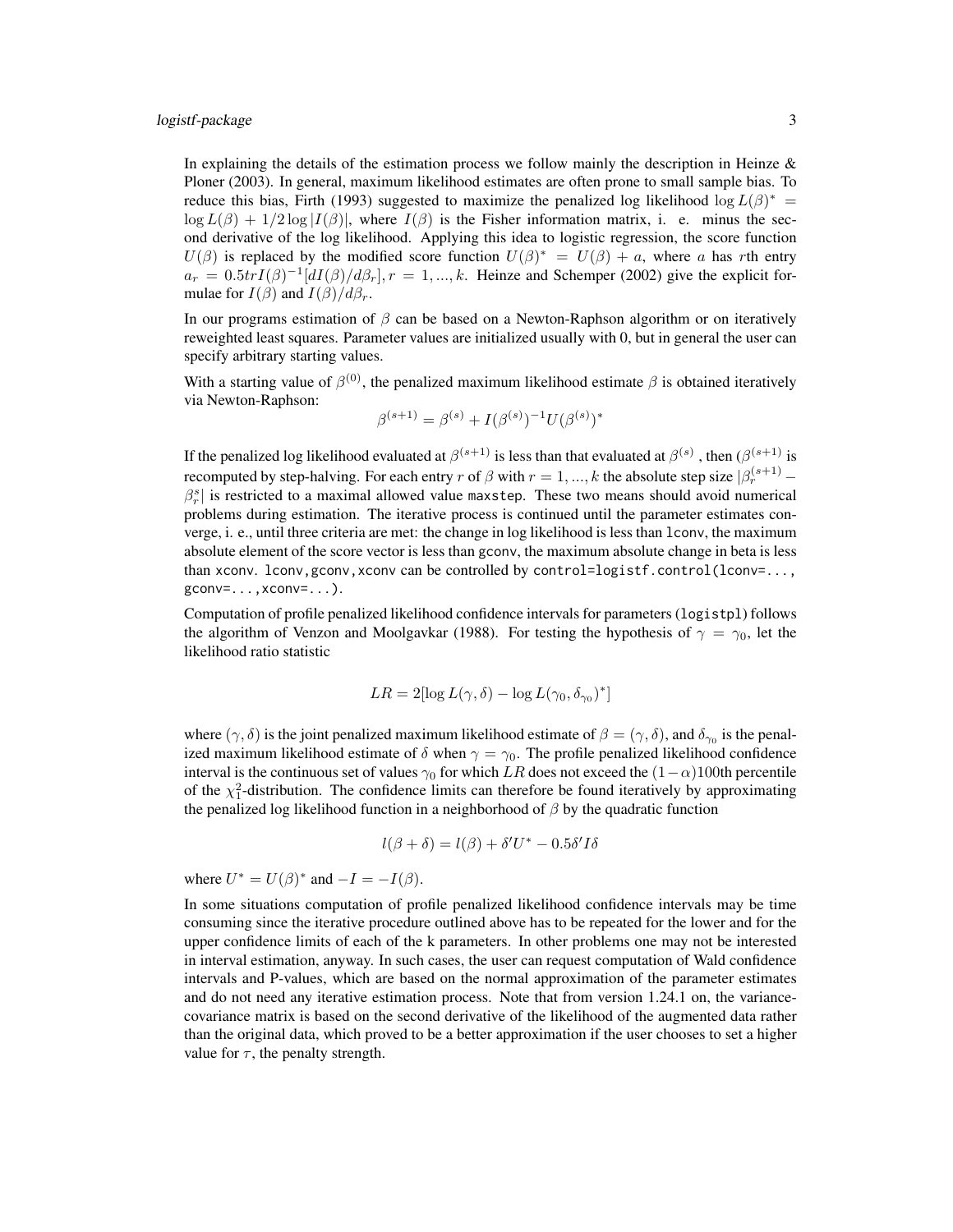In explaining the details of the estimation process we follow mainly the description in Heinze & Ploner (2003). In general, maximum likelihood estimates are often prone to small sample bias. To reduce this bias, Firth (1993) suggested to maximize the penalized log likelihood $\log L(\beta)^* = \log L(\beta) + 1/2 \log |I(\beta)|$, where $I(\beta)$ is the Fisher information matrix, i. e. minus the second derivative of the log likelihood. Applying this idea to logistic regression, the score function $U(\beta)$ is replaced by the modified score function $U(\beta)^* = U(\beta) + a$, where $a$ has $r$th entry $a_r = 0.5 tr I(\beta)^{-1}[dI(\beta)/d\beta_r], r = 1, ..., k$. Heinze and Schemper (2002) give the explicit formulae for $I(\beta)$ and $I(\beta)/d\beta_r$.

In our programs estimation of $\beta$ can be based on a Newton-Raphson algorithm or on iteratively reweighted least squares. Parameter values are initialized usually with 0, but in general the user can specify arbitrary starting values.

With a starting value of $\beta^{(0)}$, the penalized maximum likelihood estimate $\beta$ is obtained iteratively via Newton-Raphson:

$$\beta^{(s+1)} = \beta^{(s)} + I(\beta^{(s)})^{-1} U(\beta^{(s)})^*$$

If the penalized log likelihood evaluated at $\beta^{(s+1)}$ is less than that evaluated at $\beta^{(s)}$ , then $(\beta^{(s+1)}$ is recomputed by step-halving. For each entry $r$ of $\beta$ with $r = 1, ..., k$ the absolute step size $|\beta_r^{(s+1)} - \beta_r^s|$ is restricted to a maximal allowed value `maxstep`. These two means should avoid numerical problems during estimation. The iterative process is continued until the parameter estimates converge, i. e., until three criteria are met: the change in log likelihood is less than `lconv`, the maximum absolute element of the score vector is less than `gconv`, the maximum absolute change in beta is less than `xconv`. `lconv,gconv,xconv` can be controlled by `control=logistf.control(lconv=..., gconv=...,xconv=...)`.

Computation of profile penalized likelihood confidence intervals for parameters (`logistpl`) follows the algorithm of Venzon and Moolgavkar (1988). For testing the hypothesis of $\gamma = \gamma_0$, let the likelihood ratio statistic

$$LR = 2[\log L(\gamma, \delta) - \log L(\gamma_0, \delta_{\gamma_0})^*]$$

where $(\gamma, \delta)$ is the joint penalized maximum likelihood estimate of $\beta = (\gamma, \delta)$, and $\delta_{\gamma_0}$ is the penalized maximum likelihood estimate of $\delta$ when $\gamma = \gamma_0$. The profile penalized likelihood confidence interval is the continuous set of values $\gamma_0$ for which $LR$ does not exceed the $(1-\alpha)100$th percentile of the $\chi^2_1$-distribution. The confidence limits can therefore be found iteratively by approximating the penalized log likelihood function in a neighborhood of $\beta$ by the quadratic function

$$l(\beta + \delta) = l(\beta) + \delta' U^* - 0.5 \delta' I \delta$$

where $U^* = U(\beta)^*$ and $-I = -I(\beta)$.

In some situations computation of profile penalized likelihood confidence intervals may be time consuming since the iterative procedure outlined above has to be repeated for the lower and for the upper confidence limits of each of the k parameters. In other problems one may not be interested in interval estimation, anyway. In such cases, the user can request computation of Wald confidence intervals and P-values, which are based on the normal approximation of the parameter estimates and do not need any iterative estimation process. Note that from version 1.24.1 on, the variance-covariance matrix is based on the second derivative of the likelihood of the augmented data rather than the original data, which proved to be a better approximation if the user chooses to set a higher value for $\tau$, the penalty strength.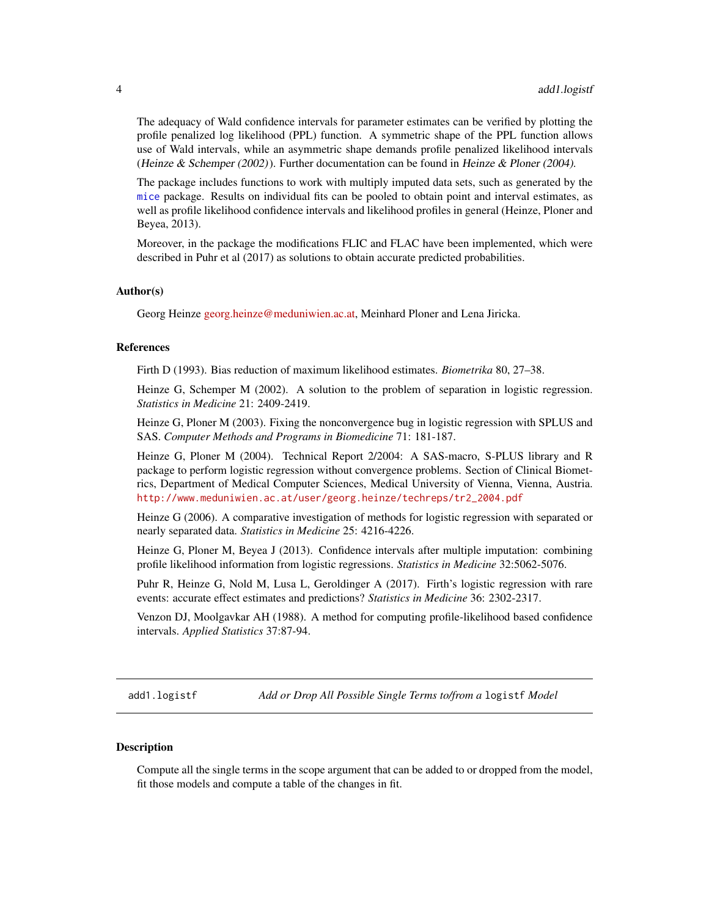The adequacy of Wald confidence intervals for parameter estimates can be verified by plotting the profile penalized log likelihood (PPL) function. A symmetric shape of the PPL function allows use of Wald intervals, while an asymmetric shape demands profile penalized likelihood intervals (*Heinze & Schemper (2002)*). Further documentation can be found in *Heinze & Ploner (2004)*.

The package includes functions to work with multiply imputed data sets, such as generated by the `mice` package. Results on individual fits can be pooled to obtain point and interval estimates, as well as profile likelihood confidence intervals and likelihood profiles in general (Heinze, Ploner and Beyea, 2013).

Moreover, in the package the modifications FLIC and FLAC have been implemented, which were described in Puhr et al (2017) as solutions to obtain accurate predicted probabilities.

### Author(s)

Georg Heinze georg.heinze@meduniwien.ac.at, Meinhard Ploner and Lena Jiricka.

### References

Firth D (1993). Bias reduction of maximum likelihood estimates. *Biometrika* 80, 27–38.

Heinze G, Schemper M (2002). A solution to the problem of separation in logistic regression. *Statistics in Medicine* 21: 2409-2419.

Heinze G, Ploner M (2003). Fixing the nonconvergence bug in logistic regression with SPLUS and SAS. *Computer Methods and Programs in Biomedicine* 71: 181-187.

Heinze G, Ploner M (2004). Technical Report 2/2004: A SAS-macro, S-PLUS library and R package to perform logistic regression without convergence problems. Section of Clinical Biometrics, Department of Medical Computer Sciences, Medical University of Vienna, Vienna, Austria. http://www.meduniwien.ac.at/user/georg.heinze/techreps/tr2_2004.pdf

Heinze G (2006). A comparative investigation of methods for logistic regression with separated or nearly separated data. *Statistics in Medicine* 25: 4216-4226.

Heinze G, Ploner M, Beyea J (2013). Confidence intervals after multiple imputation: combining profile likelihood information from logistic regressions. *Statistics in Medicine* 32:5062-5076.

Puhr R, Heinze G, Nold M, Lusa L, Geroldinger A (2017). Firth's logistic regression with rare events: accurate effect estimates and predictions? *Statistics in Medicine* 36: 2302-2317.

Venzon DJ, Moolgavkar AH (1988). A method for computing profile-likelihood based confidence intervals. *Applied Statistics* 37:87-94.

---

## add1.logistf — *Add or Drop All Possible Single Terms to/from a* `logistf` *Model*

---

### Description

Compute all the single terms in the scope argument that can be added to or dropped from the model, fit those models and compute a table of the changes in fit.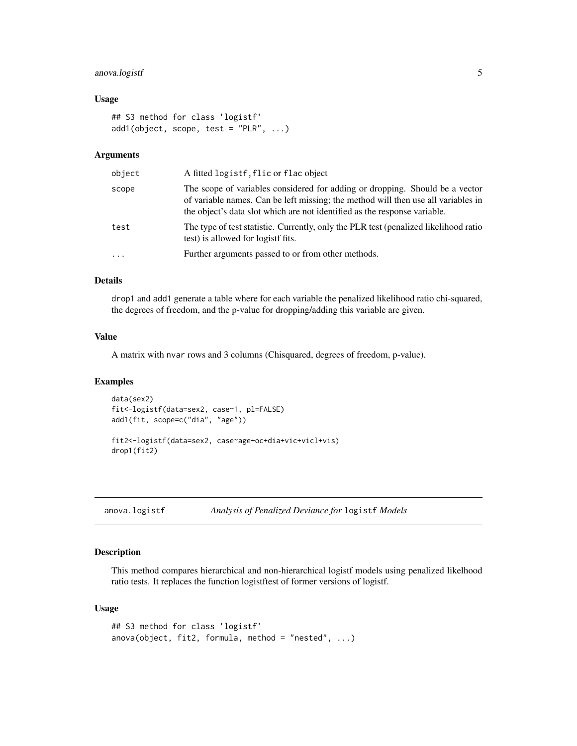### Usage

```
## S3 method for class 'logistf'
add1(object, scope, test = "PLR", ...)
```

### Arguments

| | |
|---|---|
| object | A fitted logistf, flic or flac object |
| scope | The scope of variables considered for adding or dropping. Should be a vector of variable names. Can be left missing; the method will then use all variables in the object's data slot which are not identified as the response variable. |
| test | The type of test statistic. Currently, only the PLR test (penalized likelihood ratio test) is allowed for logistf fits. |
| ... | Further arguments passed to or from other methods. |

### Details

drop1 and add1 generate a table where for each variable the penalized likelihood ratio chi-squared, the degrees of freedom, and the p-value for dropping/adding this variable are given.

### Value

A matrix with nvar rows and 3 columns (Chisquared, degrees of freedom, p-value).

### Examples

```
data(sex2)
fit<-logistf(data=sex2, case~1, pl=FALSE)
add1(fit, scope=c("dia", "age"))

fit2<-logistf(data=sex2, case~age+oc+dia+vic+vicl+vis)
drop1(fit2)
```

---

## anova.logistf    *Analysis of Penalized Deviance for* logistf *Models*

---

### Description

This method compares hierarchical and non-hierarchical logistf models using penalized likelhood ratio tests. It replaces the function logistftest of former versions of logistf.

### Usage

```
## S3 method for class 'logistf'
anova(object, fit2, formula, method = "nested", ...)
```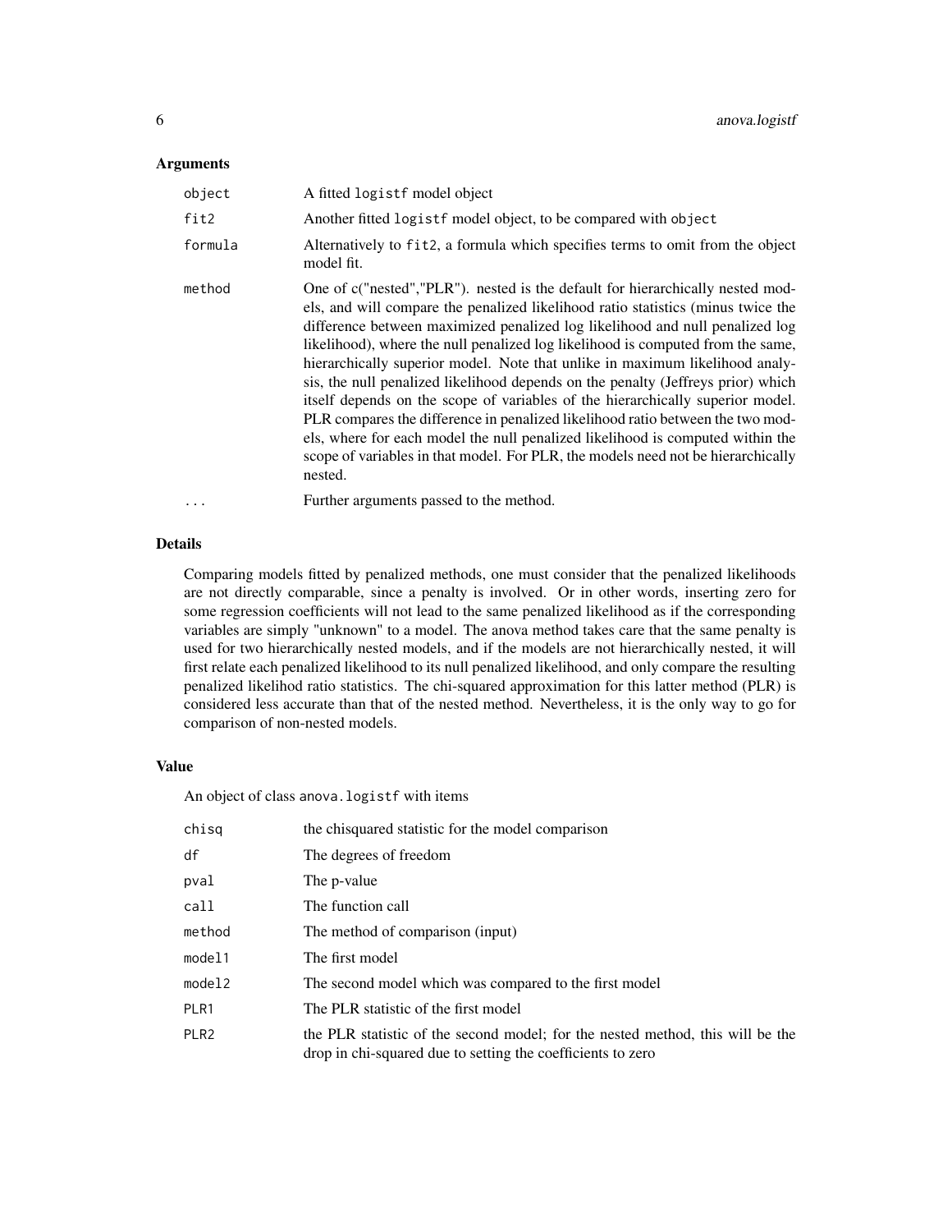### Arguments

| | |
|---|---|
| `object` | A fitted `logistf` model object |
| `fit2` | Another fitted `logistf` model object, to be compared with `object` |
| `formula` | Alternatively to `fit2`, a formula which specifies terms to omit from the object model fit. |
| `method` | One of c("nested","PLR"). nested is the default for hierarchically nested models, and will compare the penalized likelihood ratio statistics (minus twice the difference between maximized penalized log likelihood and null penalized log likelihood), where the null penalized log likelihood is computed from the same, hierarchically superior model. Note that unlike in maximum likelihood analysis, the null penalized likelihood depends on the penalty (Jeffreys prior) which itself depends on the scope of variables of the hierarchically superior model. PLR compares the difference in penalized likelihood ratio between the two models, where for each model the null penalized likelihood is computed within the scope of variables in that model. For PLR, the models need not be hierarchically nested. |
| `...` | Further arguments passed to the method. |

### Details

Comparing models fitted by penalized methods, one must consider that the penalized likelihoods are not directly comparable, since a penalty is involved. Or in other words, inserting zero for some regression coefficients will not lead to the same penalized likelihood as if the corresponding variables are simply "unknown" to a model. The anova method takes care that the same penalty is used for two hierarchically nested models, and if the models are not hierarchically nested, it will first relate each penalized likelihood to its null penalized likelihood, and only compare the resulting penalized likelihod ratio statistics. The chi-squared approximation for this latter method (PLR) is considered less accurate than that of the nested method. Nevertheless, it is the only way to go for comparison of non-nested models.

### Value

An object of class `anova.logistf` with items

| | |
|---|---|
| `chisq` | the chisquared statistic for the model comparison |
| `df` | The degrees of freedom |
| `pval` | The p-value |
| `call` | The function call |
| `method` | The method of comparison (input) |
| `model1` | The first model |
| `model2` | The second model which was compared to the first model |
| `PLR1` | The PLR statistic of the first model |
| `PLR2` | the PLR statistic of the second model; for the nested method, this will be the drop in chi-squared due to setting the coefficients to zero |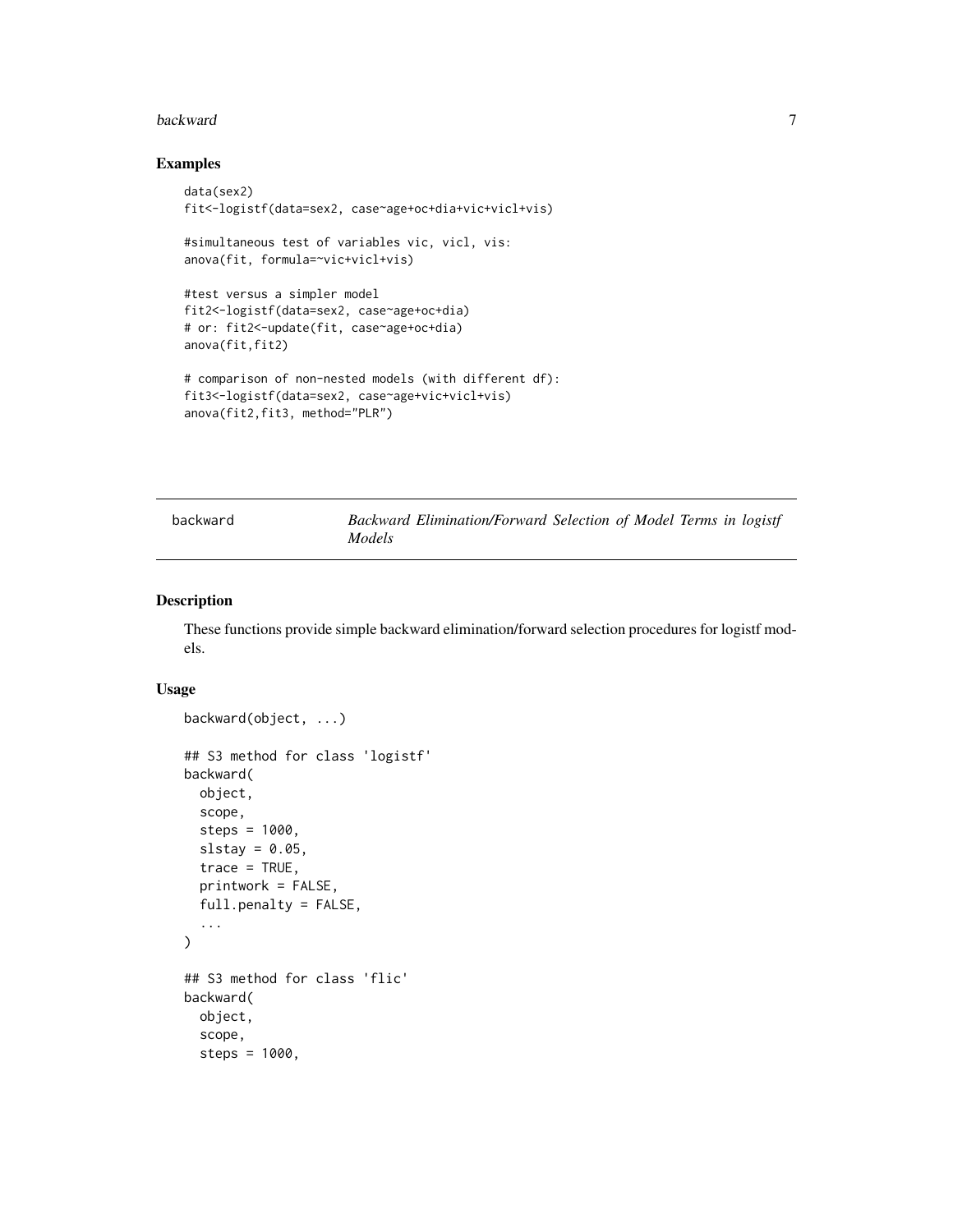## Examples

```
data(sex2)
fit<-logistf(data=sex2, case~age+oc+dia+vic+vicl+vis)

#simultaneous test of variables vic, vicl, vis:
anova(fit, formula=~vic+vicl+vis)

#test versus a simpler model
fit2<-logistf(data=sex2, case~age+oc+dia)
# or: fit2<-update(fit, case~age+oc+dia)
anova(fit,fit2)

# comparison of non-nested models (with different df):
fit3<-logistf(data=sex2, case~age+vic+vicl+vis)
anova(fit2,fit3, method="PLR")
```

---

# backward — *Backward Elimination/Forward Selection of Model Terms in logistf Models*

## Description

These functions provide simple backward elimination/forward selection procedures for logistf models.

## Usage

```
backward(object, ...)

## S3 method for class 'logistf'
backward(
  object,
  scope,
  steps = 1000,
  slstay = 0.05,
  trace = TRUE,
  printwork = FALSE,
  full.penalty = FALSE,
  ...
)

## S3 method for class 'flic'
backward(
  object,
  scope,
  steps = 1000,
```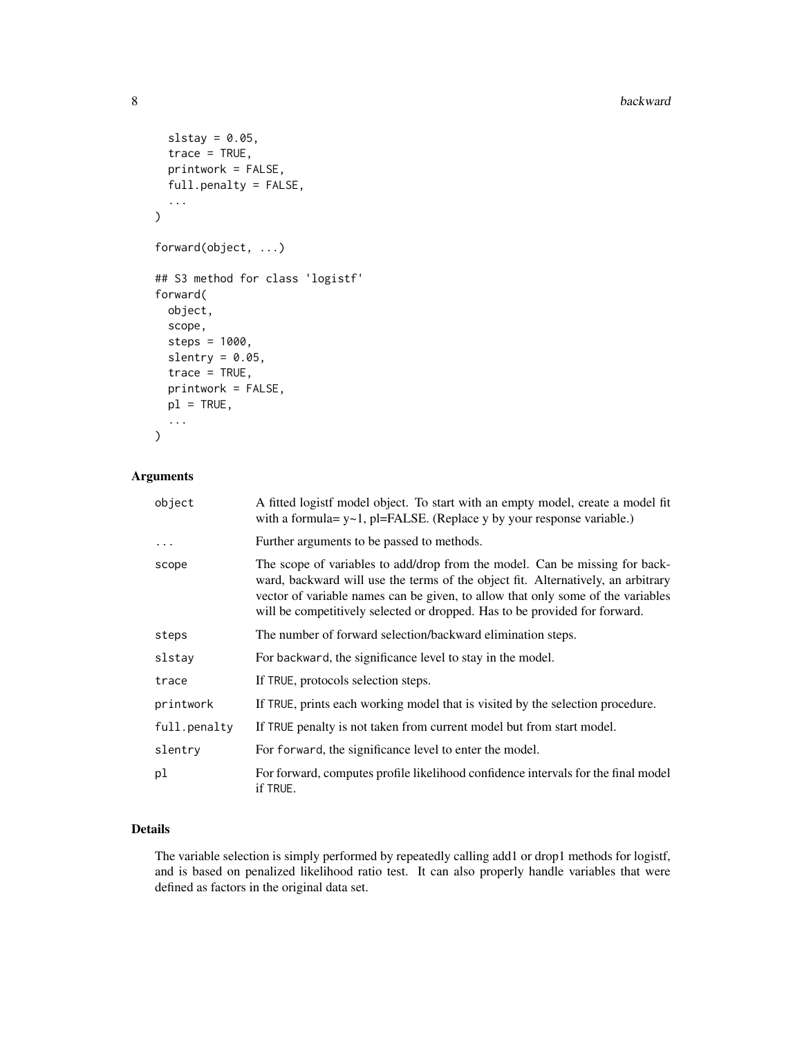```
  slstay = 0.05,
  trace = TRUE,
  printwork = FALSE,
  full.penalty = FALSE,
  ...
)

forward(object, ...)

## S3 method for class 'logistf'
forward(
  object,
  scope,
  steps = 1000,
  slentry = 0.05,
  trace = TRUE,
  printwork = FALSE,
  pl = TRUE,
  ...
)
```

## Arguments

| | |
|---|---|
| object | A fitted logistf model object. To start with an empty model, create a model fit with a formula= y~1, pl=FALSE. (Replace y by your response variable.) |
| ... | Further arguments to be passed to methods. |
| scope | The scope of variables to add/drop from the model. Can be missing for backward, backward will use the terms of the object fit. Alternatively, an arbitrary vector of variable names can be given, to allow that only some of the variables will be competitively selected or dropped. Has to be provided for forward. |
| steps | The number of forward selection/backward elimination steps. |
| slstay | For backward, the significance level to stay in the model. |
| trace | If TRUE, protocols selection steps. |
| printwork | If TRUE, prints each working model that is visited by the selection procedure. |
| full.penalty | If TRUE penalty is not taken from current model but from start model. |
| slentry | For forward, the significance level to enter the model. |
| pl | For forward, computes profile likelihood confidence intervals for the final model if TRUE. |

## Details

The variable selection is simply performed by repeatedly calling add1 or drop1 methods for logistf, and is based on penalized likelihood ratio test. It can also properly handle variables that were defined as factors in the original data set.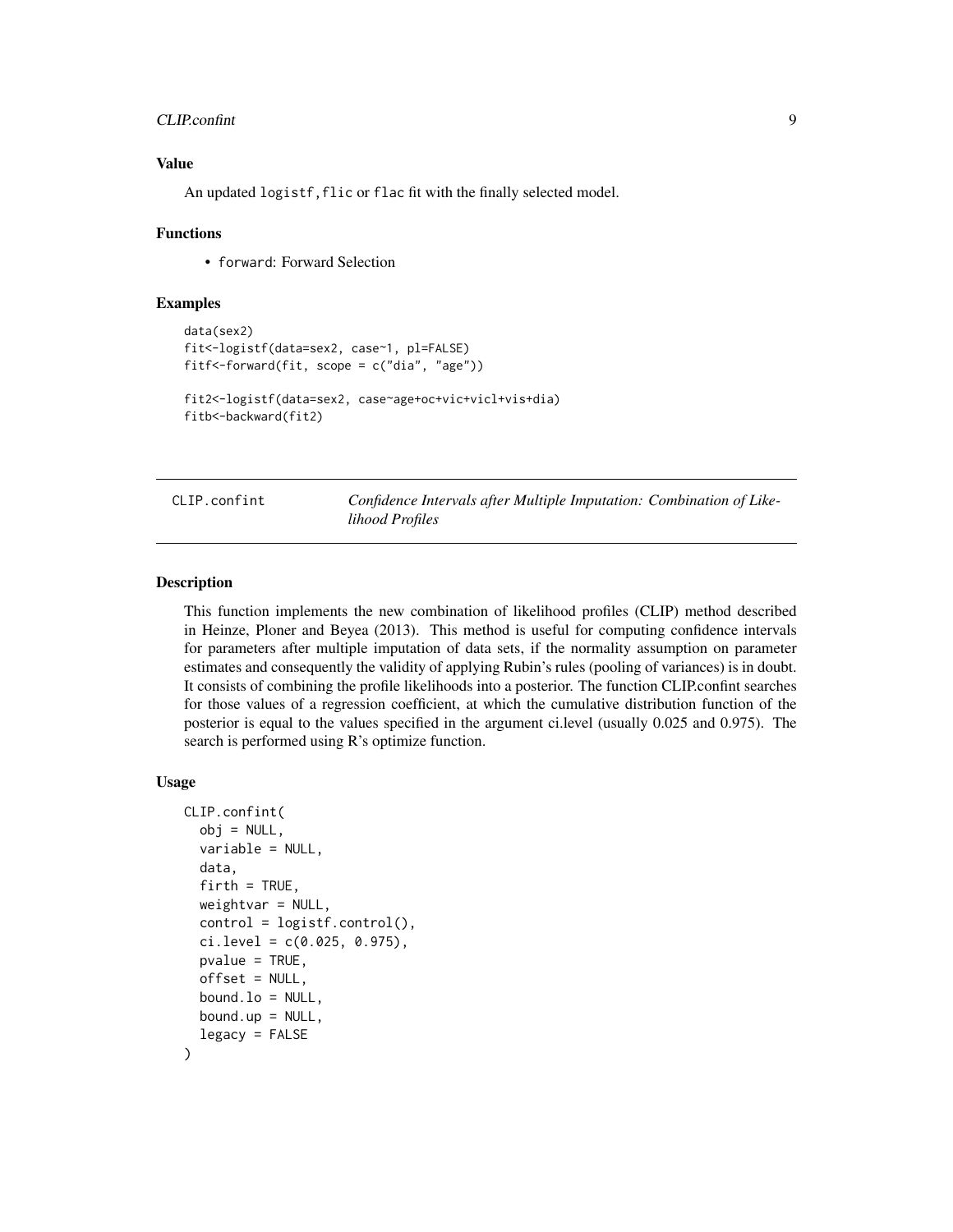### Value

An updated `logistf`, `flic` or `flac` fit with the finally selected model.

### Functions

- `forward`: Forward Selection

### Examples

```
data(sex2)
fit<-logistf(data=sex2, case~1, pl=FALSE)
fitf<-forward(fit, scope = c("dia", "age"))

fit2<-logistf(data=sex2, case~age+oc+vic+vicl+vis+dia)
fitb<-backward(fit2)
```

---

## CLIP.confint — *Confidence Intervals after Multiple Imputation: Combination of Likelihood Profiles*

---

### Description

This function implements the new combination of likelihood profiles (CLIP) method described in Heinze, Ploner and Beyea (2013). This method is useful for computing confidence intervals for parameters after multiple imputation of data sets, if the normality assumption on parameter estimates and consequently the validity of applying Rubin's rules (pooling of variances) is in doubt. It consists of combining the profile likelihoods into a posterior. The function CLIP.confint searches for those values of a regression coefficient, at which the cumulative distribution function of the posterior is equal to the values specified in the argument ci.level (usually 0.025 and 0.975). The search is performed using R's optimize function.

### Usage

```
CLIP.confint(
  obj = NULL,
  variable = NULL,
  data,
  firth = TRUE,
  weightvar = NULL,
  control = logistf.control(),
  ci.level = c(0.025, 0.975),
  pvalue = TRUE,
  offset = NULL,
  bound.lo = NULL,
  bound.up = NULL,
  legacy = FALSE
)
```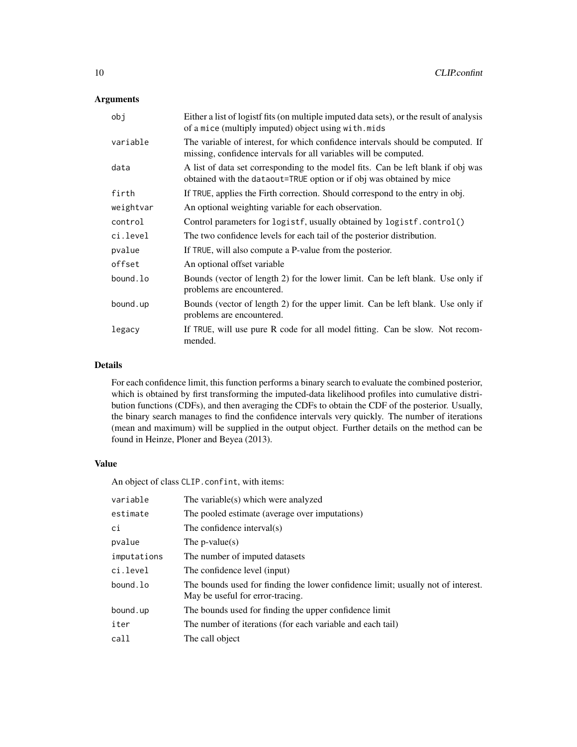## Arguments

| | |
|---|---|
| `obj` | Either a list of logistf fits (on multiple imputed data sets), or the result of analysis of a `mice` (multiply imputed) object using `with.mids` |
| `variable` | The variable of interest, for which confidence intervals should be computed. If missing, confidence intervals for all variables will be computed. |
| `data` | A list of data set corresponding to the model fits. Can be left blank if obj was obtained with the `dataout=TRUE` option or if obj was obtained by mice |
| `firth` | If `TRUE`, applies the Firth correction. Should correspond to the entry in obj. |
| `weightvar` | An optional weighting variable for each observation. |
| `control` | Control parameters for `logistf`, usually obtained by `logistf.control()` |
| `ci.level` | The two confidence levels for each tail of the posterior distribution. |
| `pvalue` | If `TRUE`, will also compute a P-value from the posterior. |
| `offset` | An optional offset variable |
| `bound.lo` | Bounds (vector of length 2) for the lower limit. Can be left blank. Use only if problems are encountered. |
| `bound.up` | Bounds (vector of length 2) for the upper limit. Can be left blank. Use only if problems are encountered. |
| `legacy` | If `TRUE`, will use pure R code for all model fitting. Can be slow. Not recommended. |

## Details

For each confidence limit, this function performs a binary search to evaluate the combined posterior, which is obtained by first transforming the imputed-data likelihood profiles into cumulative distribution functions (CDFs), and then averaging the CDFs to obtain the CDF of the posterior. Usually, the binary search manages to find the confidence intervals very quickly. The number of iterations (mean and maximum) will be supplied in the output object. Further details on the method can be found in Heinze, Ploner and Beyea (2013).

## Value

An object of class `CLIP.confint`, with items:

| | |
|---|---|
| `variable` | The variable(s) which were analyzed |
| `estimate` | The pooled estimate (average over imputations) |
| `ci` | The confidence interval(s) |
| `pvalue` | The p-value(s) |
| `imputations` | The number of imputed datasets |
| `ci.level` | The confidence level (input) |
| `bound.lo` | The bounds used for finding the lower confidence limit; usually not of interest. May be useful for error-tracing. |
| `bound.up` | The bounds used for finding the upper confidence limit |
| `iter` | The number of iterations (for each variable and each tail) |
| `call` | The call object |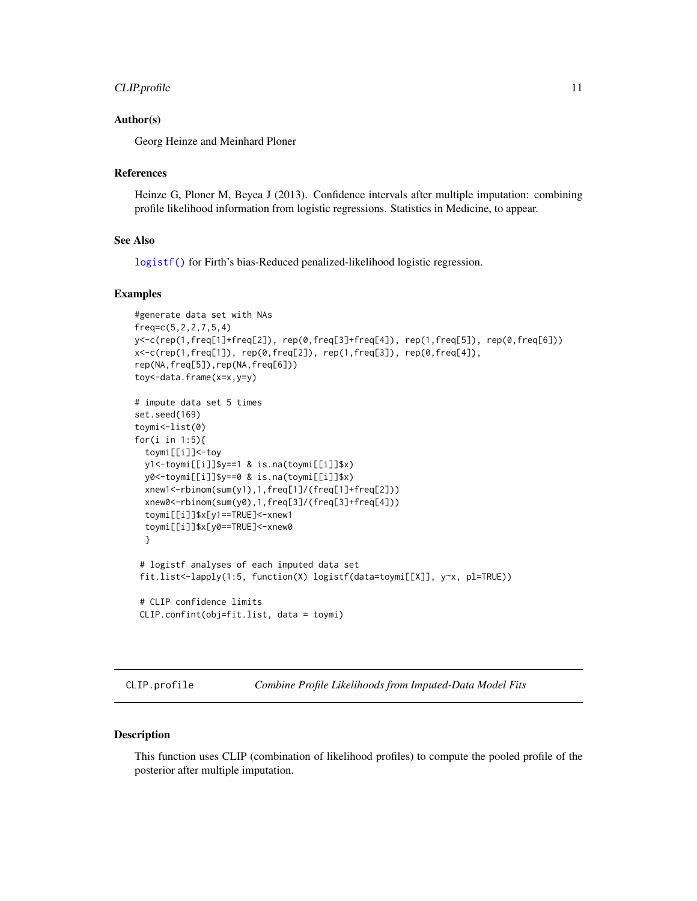## Author(s)

Georg Heinze and Meinhard Ploner

## References

Heinze G, Ploner M, Beyea J (2013). Confidence intervals after multiple imputation: combining profile likelihood information from logistic regressions. Statistics in Medicine, to appear.

## See Also

`logistf()` for Firth's bias-Reduced penalized-likelihood logistic regression.

## Examples

```
#generate data set with NAs
freq=c(5,2,2,7,5,4)
y<-c(rep(1,freq[1]+freq[2]), rep(0,freq[3]+freq[4]), rep(1,freq[5]), rep(0,freq[6]))
x<-c(rep(1,freq[1]), rep(0,freq[2]), rep(1,freq[3]), rep(0,freq[4]),
rep(NA,freq[5]),rep(NA,freq[6]))
toy<-data.frame(x=x,y=y)

# impute data set 5 times
set.seed(169)
toymi<-list(0)
for(i in 1:5){
  toymi[[i]]<-toy
  y1<-toymi[[i]]$y==1 & is.na(toymi[[i]]$x)
  y0<-toymi[[i]]$y==0 & is.na(toymi[[i]]$x)
  xnew1<-rbinom(sum(y1),1,freq[1]/(freq[1]+freq[2]))
  xnew0<-rbinom(sum(y0),1,freq[3]/(freq[3]+freq[4]))
  toymi[[i]]$x[y1==TRUE]<-xnew1
  toymi[[i]]$x[y0==TRUE]<-xnew0
  }

 # logistf analyses of each imputed data set
 fit.list<-lapply(1:5, function(X) logistf(data=toymi[[X]], y~x, pl=TRUE))

 # CLIP confidence limits
 CLIP.confint(obj=fit.list, data = toymi)
```

---

# CLIP.profile — *Combine Profile Likelihoods from Imputed-Data Model Fits*

## Description

This function uses CLIP (combination of likelihood profiles) to compute the pooled profile of the posterior after multiple imputation.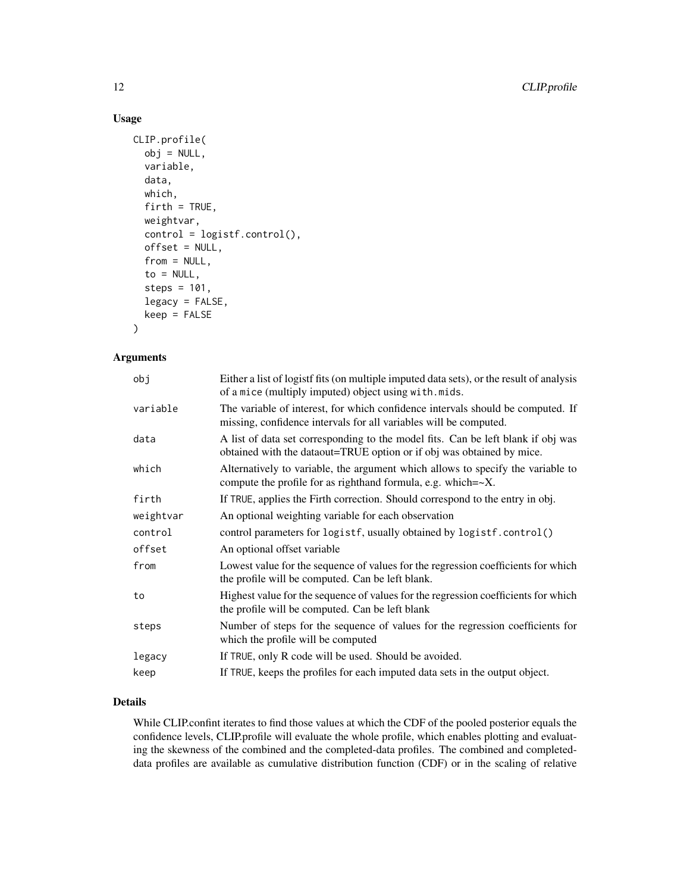## Usage

```
CLIP.profile(
  obj = NULL,
  variable,
  data,
  which,
  firth = TRUE,
  weightvar,
  control = logistf.control(),
  offset = NULL,
  from = NULL,
  to = NULL,
  steps = 101,
  legacy = FALSE,
  keep = FALSE
)
```

## Arguments

| | |
|---|---|
| obj | Either a list of logistf fits (on multiple imputed data sets), or the result of analysis of a mice (multiply imputed) object using `with.mids`. |
| variable | The variable of interest, for which confidence intervals should be computed. If missing, confidence intervals for all variables will be computed. |
| data | A list of data set corresponding to the model fits. Can be left blank if obj was obtained with the dataout=TRUE option or if obj was obtained by mice. |
| which | Alternatively to variable, the argument which allows to specify the variable to compute the profile for as righthand formula, e.g. which=~X. |
| firth | If `TRUE`, applies the Firth correction. Should correspond to the entry in obj. |
| weightvar | An optional weighting variable for each observation |
| control | control parameters for `logistf`, usually obtained by `logistf.control()` |
| offset | An optional offset variable |
| from | Lowest value for the sequence of values for the regression coefficients for which the profile will be computed. Can be left blank. |
| to | Highest value for the sequence of values for the regression coefficients for which the profile will be computed. Can be left blank |
| steps | Number of steps for the sequence of values for the regression coefficients for which the profile will be computed |
| legacy | If `TRUE`, only R code will be used. Should be avoided. |
| keep | If `TRUE`, keeps the profiles for each imputed data sets in the output object. |

## Details

While CLIP.confint iterates to find those values at which the CDF of the pooled posterior equals the confidence levels, CLIP.profile will evaluate the whole profile, which enables plotting and evaluating the skewness of the combined and the completed-data profiles. The combined and completed-data profiles are available as cumulative distribution function (CDF) or in the scaling of relative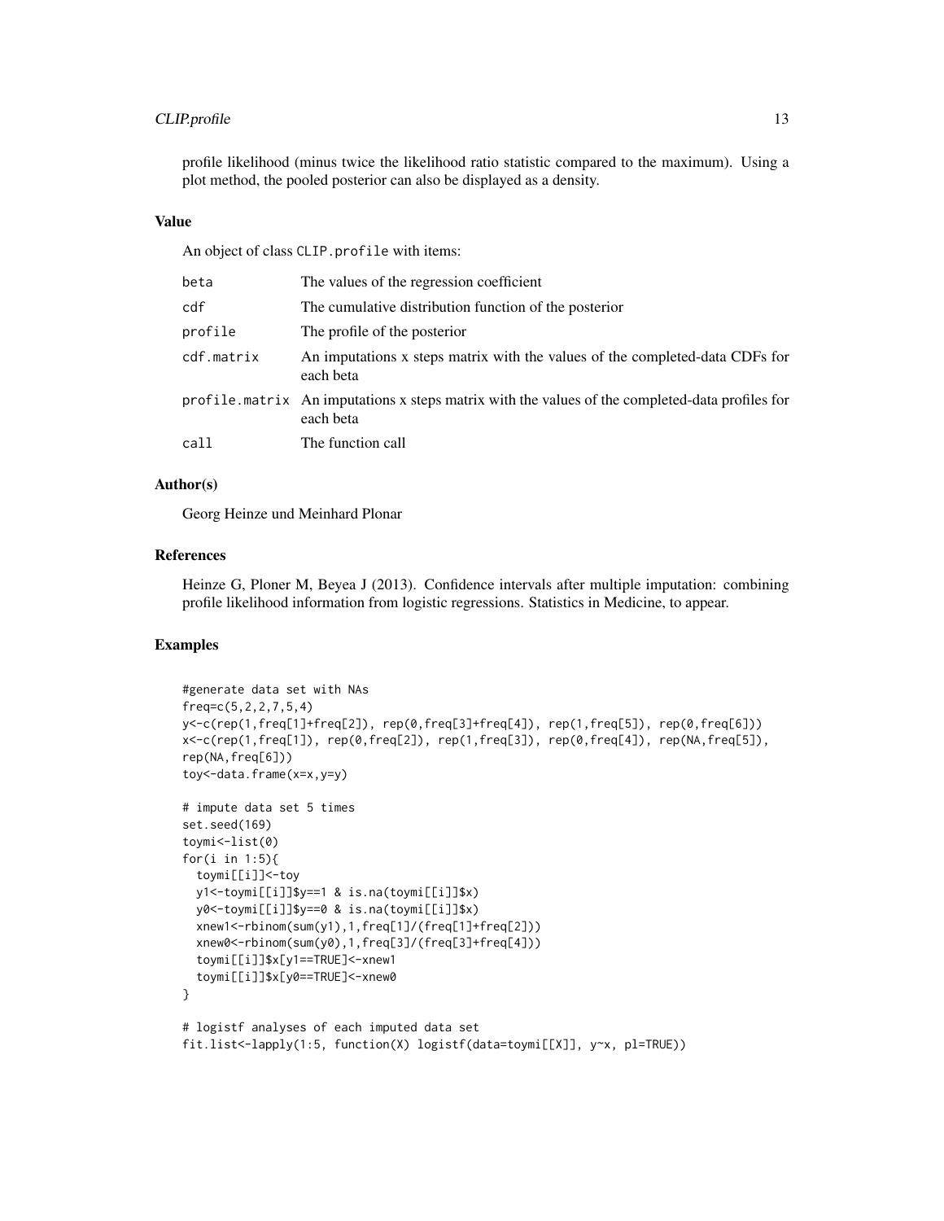profile likelihood (minus twice the likelihood ratio statistic compared to the maximum). Using a plot method, the pooled posterior can also be displayed as a density.

### Value

An object of class `CLIP.profile` with items:

| | |
|---|---|
| `beta` | The values of the regression coefficient |
| `cdf` | The cumulative distribution function of the posterior |
| `profile` | The profile of the posterior |
| `cdf.matrix` | An imputations x steps matrix with the values of the completed-data CDFs for each beta |
| `profile.matrix` | An imputations x steps matrix with the values of the completed-data profiles for each beta |
| `call` | The function call |

### Author(s)

Georg Heinze und Meinhard Plonar

### References

Heinze G, Ploner M, Beyea J (2013). Confidence intervals after multiple imputation: combining profile likelihood information from logistic regressions. Statistics in Medicine, to appear.

### Examples

```
#generate data set with NAs
freq=c(5,2,2,7,5,4)
y<-c(rep(1,freq[1]+freq[2]), rep(0,freq[3]+freq[4]), rep(1,freq[5]), rep(0,freq[6]))
x<-c(rep(1,freq[1]), rep(0,freq[2]), rep(1,freq[3]), rep(0,freq[4]), rep(NA,freq[5]),
rep(NA,freq[6]))
toy<-data.frame(x=x,y=y)

# impute data set 5 times
set.seed(169)
toymi<-list(0)
for(i in 1:5){
  toymi[[i]]<-toy
  y1<-toymi[[i]]$y==1 & is.na(toymi[[i]]$x)
  y0<-toymi[[i]]$y==0 & is.na(toymi[[i]]$x)
  xnew1<-rbinom(sum(y1),1,freq[1]/(freq[1]+freq[2]))
  xnew0<-rbinom(sum(y0),1,freq[3]/(freq[3]+freq[4]))
  toymi[[i]]$x[y1==TRUE]<-xnew1
  toymi[[i]]$x[y0==TRUE]<-xnew0
}

# logistf analyses of each imputed data set
fit.list<-lapply(1:5, function(X) logistf(data=toymi[[X]], y~x, pl=TRUE))
```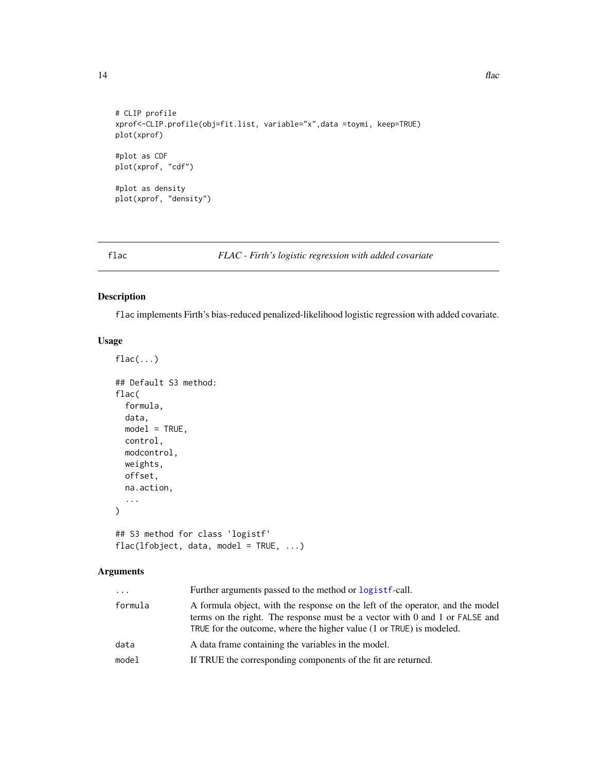```
# CLIP profile
xprof<-CLIP.profile(obj=fit.list, variable="x",data =toymi, keep=TRUE)
plot(xprof)

#plot as CDF
plot(xprof, "cdf")

#plot as density
plot(xprof, "density")
```

---

flac *FLAC - Firth's logistic regression with added covariate*

---

## Description

flac implements Firth's bias-reduced penalized-likelihood logistic regression with added covariate.

## Usage

```
flac(...)

## Default S3 method:
flac(
  formula,
  data,
  model = TRUE,
  control,
  modcontrol,
  weights,
  offset,
  na.action,
  ...
)

## S3 method for class 'logistf'
flac(lfobject, data, model = TRUE, ...)
```

## Arguments

| | |
|---|---|
| ... | Further arguments passed to the method or logistf-call. |
| formula | A formula object, with the response on the left of the operator, and the model terms on the right. The response must be a vector with 0 and 1 or FALSE and TRUE for the outcome, where the higher value (1 or TRUE) is modeled. |
| data | A data frame containing the variables in the model. |
| model | If TRUE the corresponding components of the fit are returned. |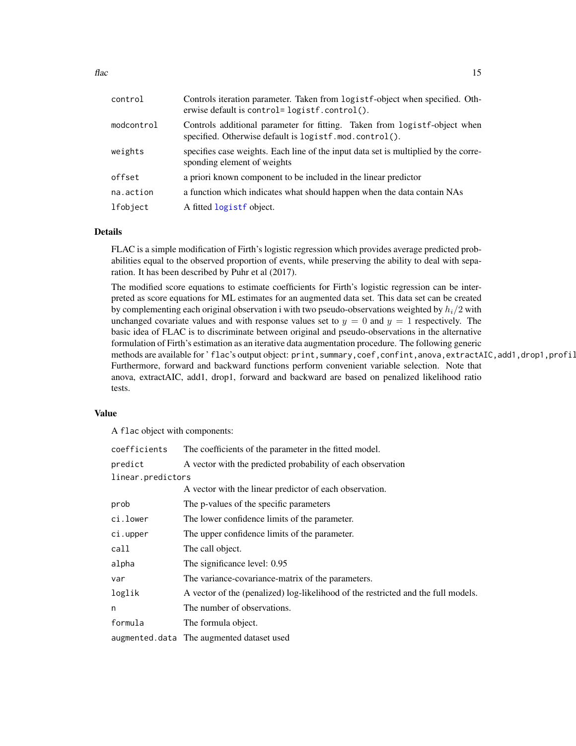| | |
|---|---|
| control | Controls iteration parameter. Taken from logistf-object when specified. Otherwise default is control= logistf.control(). |
| modcontrol | Controls additional parameter for fitting. Taken from logistf-object when specified. Otherwise default is logistf.mod.control(). |
| weights | specifies case weights. Each line of the input data set is multiplied by the corresponding element of weights |
| offset | a priori known component to be included in the linear predictor |
| na.action | a function which indicates what should happen when the data contain NAs |
| lfobject | A fitted logistf object. |

## Details

FLAC is a simple modification of Firth's logistic regression which provides average predicted probabilities equal to the observed proportion of events, while preserving the ability to deal with separation. It has been described by Puhr et al (2017).

The modified score equations to estimate coefficients for Firth's logistic regression can be interpreted as score equations for ML estimates for an augmented data set. This data set can be created by complementing each original observation i with two pseudo-observations weighted by $h_i/2$ with unchanged covariate values and with response values set to $y = 0$ and $y = 1$ respectively. The basic idea of FLAC is to discriminate between original and pseudo-observations in the alternative formulation of Firth's estimation as an iterative data augmentation procedure. The following generic methods are available for ' flac's output object: print,summary,coef,confint,anova,extractAIC,add1,drop1,profil Furthermore, forward and backward functions perform convenient variable selection. Note that anova, extractAIC, add1, drop1, forward and backward are based on penalized likelihood ratio tests.

## Value

A flac object with components:

| | |
|---|---|
| coefficients | The coefficients of the parameter in the fitted model. |
| predict | A vector with the predicted probability of each observation |
| linear.predictors | A vector with the linear predictor of each observation. |
| prob | The p-values of the specific parameters |
| ci.lower | The lower confidence limits of the parameter. |
| ci.upper | The upper confidence limits of the parameter. |
| call | The call object. |
| alpha | The significance level: 0.95 |
| var | The variance-covariance-matrix of the parameters. |
| loglik | A vector of the (penalized) log-likelihood of the restricted and the full models. |
| n | The number of observations. |
| formula | The formula object. |
| augmented.data | The augmented dataset used |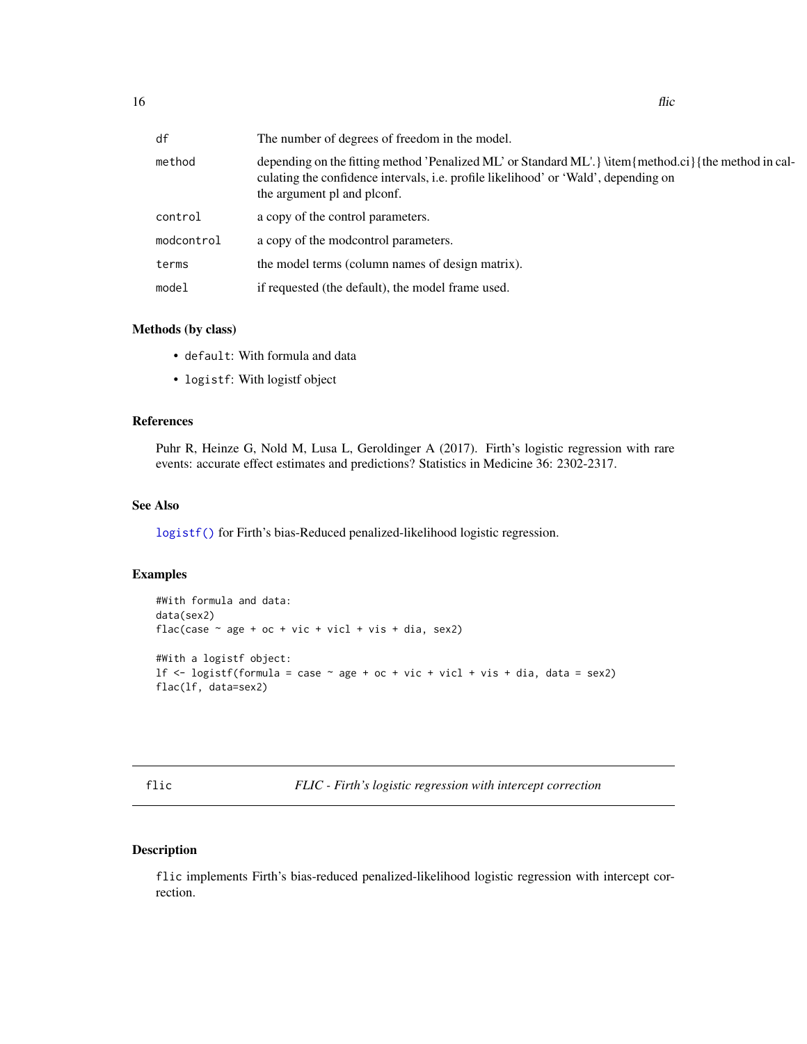| | |
|---|---|
| df | The number of degrees of freedom in the model. |
| method | depending on the fitting method 'Penalized ML' or Standard ML'.} \item{method.ci}{the method in calculating the confidence intervals, i.e. profile likelihood' or 'Wald', depending on the argument pl and plconf. |
| control | a copy of the control parameters. |
| modcontrol | a copy of the modcontrol parameters. |
| terms | the model terms (column names of design matrix). |
| model | if requested (the default), the model frame used. |

### Methods (by class)

- `default`: With formula and data
- `logistf`: With logistf object

### References

Puhr R, Heinze G, Nold M, Lusa L, Geroldinger A (2017). Firth's logistic regression with rare events: accurate effect estimates and predictions? Statistics in Medicine 36: 2302-2317.

### See Also

`logistf()` for Firth's bias-Reduced penalized-likelihood logistic regression.

### Examples

```
#With formula and data:
data(sex2)
flac(case ~ age + oc + vic + vicl + vis + dia, sex2)

#With a logistf object:
lf <- logistf(formula = case ~ age + oc + vic + vicl + vis + dia, data = sex2)
flac(lf, data=sex2)
```

---

## flic — *FLIC - Firth's logistic regression with intercept correction*

---

### Description

`flic` implements Firth's bias-reduced penalized-likelihood logistic regression with intercept correction.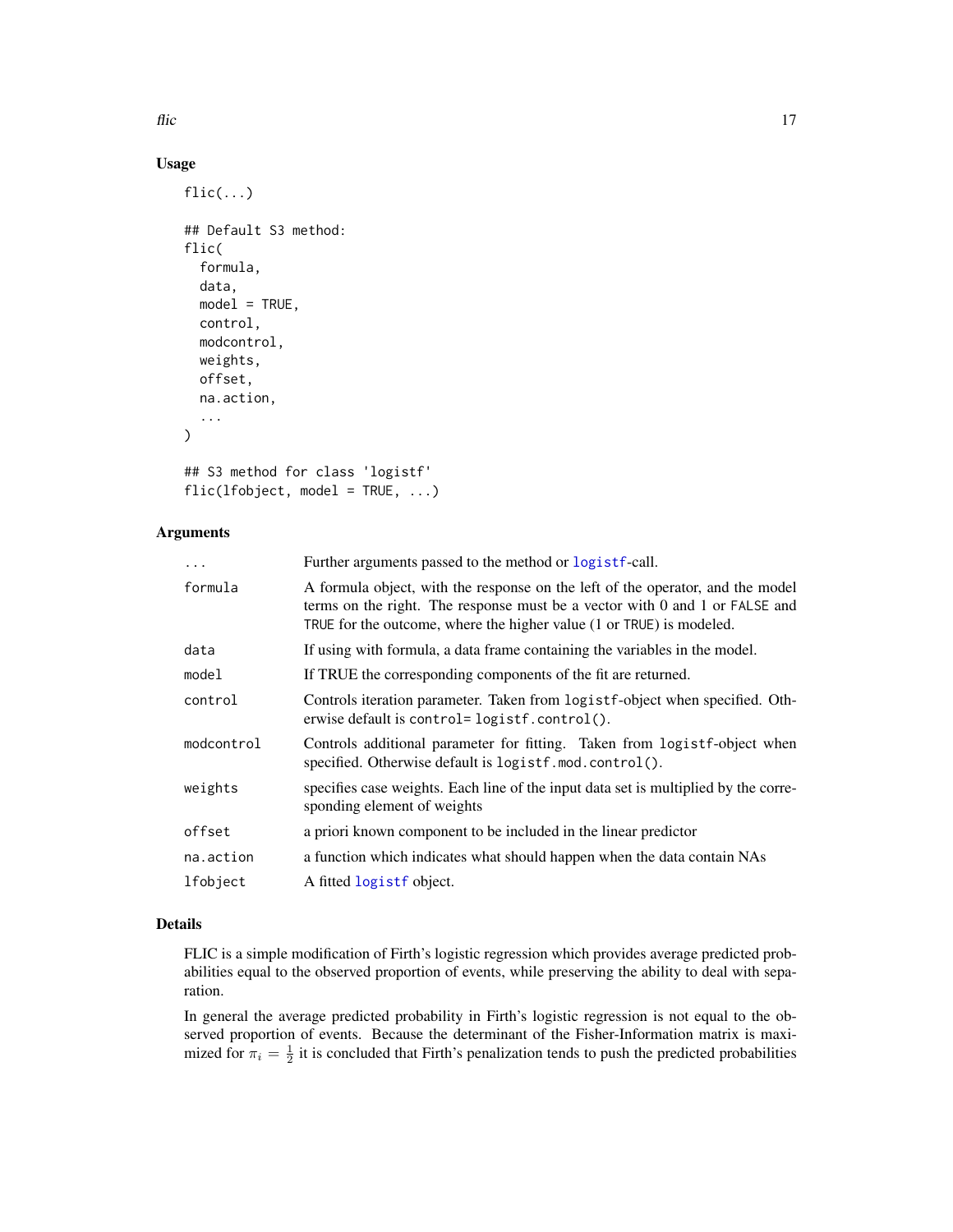## Usage

```
flic(...)

## Default S3 method:
flic(
  formula,
  data,
  model = TRUE,
  control,
  modcontrol,
  weights,
  offset,
  na.action,
  ...
)

## S3 method for class 'logistf'
flic(lfobject, model = TRUE, ...)
```

## Arguments

| | |
|---|---|
| `...` | Further arguments passed to the method or `logistf`-call. |
| `formula` | A formula object, with the response on the left of the operator, and the model terms on the right. The response must be a vector with 0 and 1 or `FALSE` and `TRUE` for the outcome, where the higher value (1 or `TRUE`) is modeled. |
| `data` | If using with formula, a data frame containing the variables in the model. |
| `model` | If TRUE the corresponding components of the fit are returned. |
| `control` | Controls iteration parameter. Taken from `logistf`-object when specified. Otherwise default is `control= logistf.control()`. |
| `modcontrol` | Controls additional parameter for fitting. Taken from `logistf`-object when specified. Otherwise default is `logistf.mod.control()`. |
| `weights` | specifies case weights. Each line of the input data set is multiplied by the corresponding element of weights |
| `offset` | a priori known component to be included in the linear predictor |
| `na.action` | a function which indicates what should happen when the data contain NAs |
| `lfobject` | A fitted `logistf` object. |

## Details

FLIC is a simple modification of Firth's logistic regression which provides average predicted probabilities equal to the observed proportion of events, while preserving the ability to deal with separation.

In general the average predicted probability in Firth's logistic regression is not equal to the observed proportion of events. Because the determinant of the Fisher-Information matrix is maximized for $\pi_i = \frac{1}{2}$ it is concluded that Firth's penalization tends to push the predicted probabilities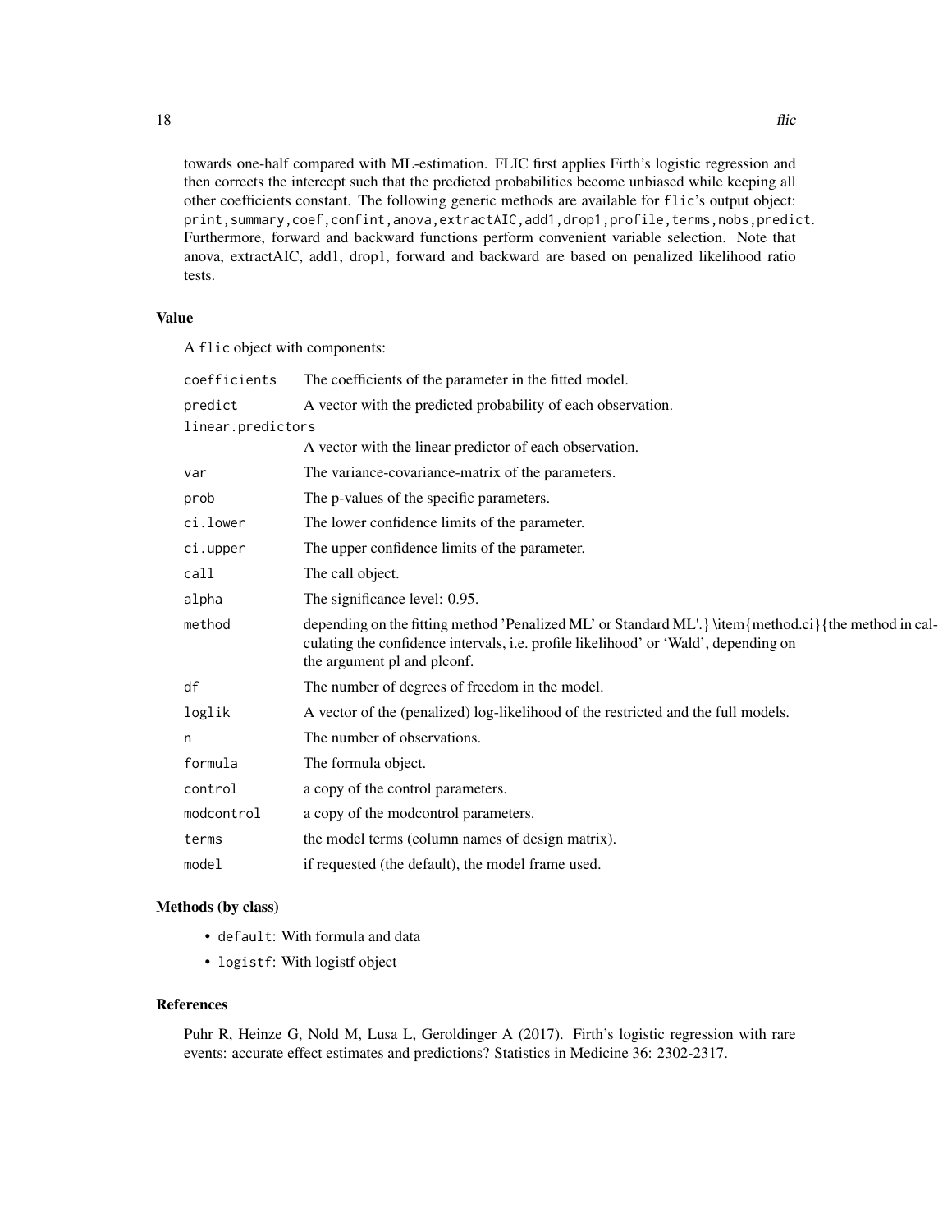towards one-half compared with ML-estimation. FLIC first applies Firth's logistic regression and then corrects the intercept such that the predicted probabilities become unbiased while keeping all other coefficients constant. The following generic methods are available for flic's output object: `print,summary,coef,confint,anova,extractAIC,add1,drop1,profile,terms,nobs,predict`. Furthermore, forward and backward functions perform convenient variable selection. Note that anova, extractAIC, add1, drop1, forward and backward are based on penalized likelihood ratio tests.

## Value

A `flic` object with components:

| | |
|---|---|
| `coefficients` | The coefficients of the parameter in the fitted model. |
| `predict` | A vector with the predicted probability of each observation. |
| `linear.predictors` | A vector with the linear predictor of each observation. |
| `var` | The variance-covariance-matrix of the parameters. |
| `prob` | The p-values of the specific parameters. |
| `ci.lower` | The lower confidence limits of the parameter. |
| `ci.upper` | The upper confidence limits of the parameter. |
| `call` | The call object. |
| `alpha` | The significance level: 0.95. |
| `method` | depending on the fitting method 'Penalized ML' or Standard ML'.} \item{method.ci}{the method in calculating the confidence intervals, i.e. profile likelihood' or 'Wald', depending on the argument pl and plconf. |
| `df` | The number of degrees of freedom in the model. |
| `loglik` | A vector of the (penalized) log-likelihood of the restricted and the full models. |
| `n` | The number of observations. |
| `formula` | The formula object. |
| `control` | a copy of the control parameters. |
| `modcontrol` | a copy of the modcontrol parameters. |
| `terms` | the model terms (column names of design matrix). |
| `model` | if requested (the default), the model frame used. |

## Methods (by class)

- `default`: With formula and data
- `logistf`: With logistf object

## References

Puhr R, Heinze G, Nold M, Lusa L, Geroldinger A (2017). Firth's logistic regression with rare events: accurate effect estimates and predictions? Statistics in Medicine 36: 2302-2317.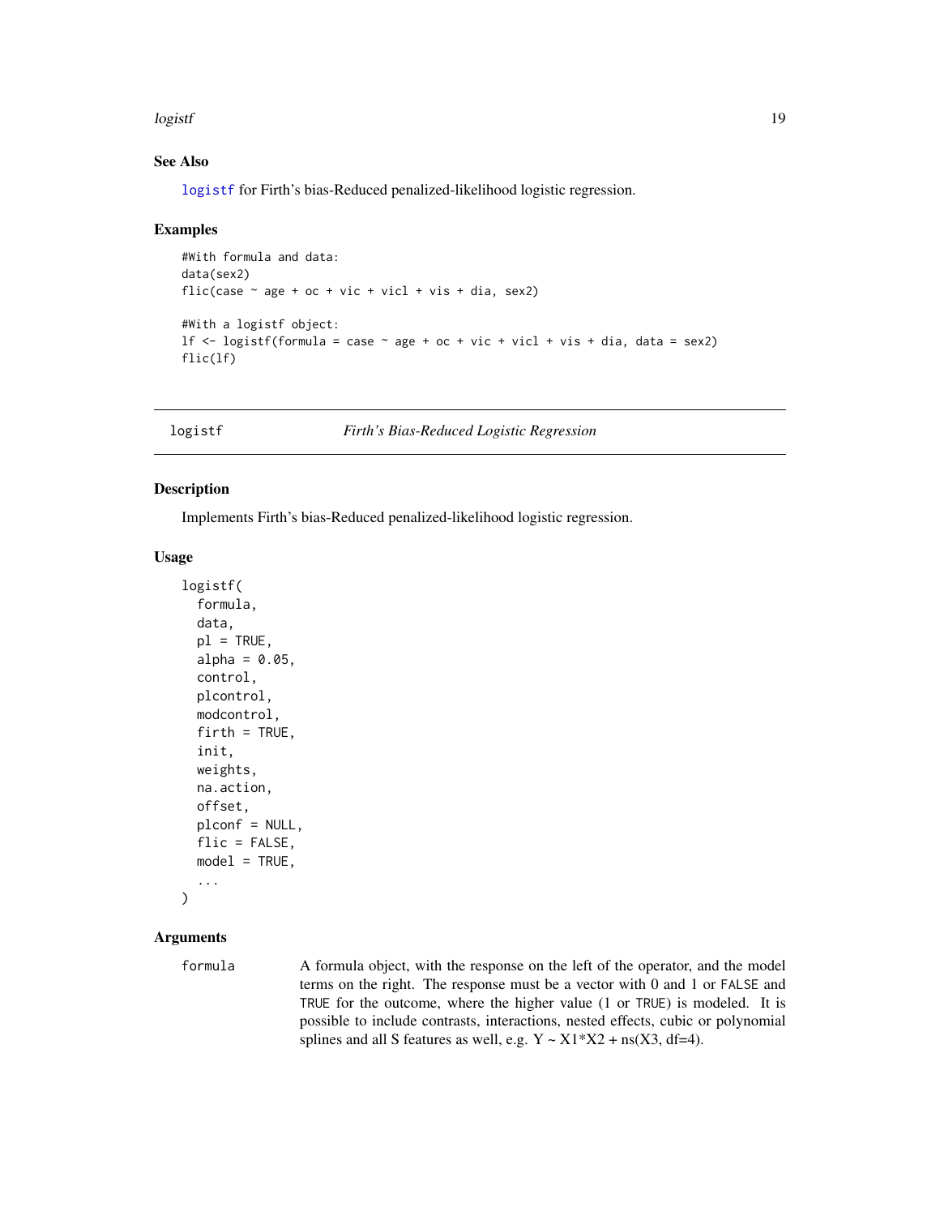## See Also

logistf for Firth's bias-Reduced penalized-likelihood logistic regression.

## Examples

```
#With formula and data:
data(sex2)
flic(case ~ age + oc + vic + vicl + vis + dia, sex2)

#With a logistf object:
lf <- logistf(formula = case ~ age + oc + vic + vicl + vis + dia, data = sex2)
flic(lf)
```

---

# logistf — *Firth's Bias-Reduced Logistic Regression*

---

## Description

Implements Firth's bias-Reduced penalized-likelihood logistic regression.

## Usage

```
logistf(
  formula,
  data,
  pl = TRUE,
  alpha = 0.05,
  control,
  plcontrol,
  modcontrol,
  firth = TRUE,
  init,
  weights,
  na.action,
  offset,
  plconf = NULL,
  flic = FALSE,
  model = TRUE,
  ...
)
```

## Arguments

`formula` A formula object, with the response on the left of the operator, and the model terms on the right. The response must be a vector with 0 and 1 or `FALSE` and `TRUE` for the outcome, where the higher value (1 or `TRUE`) is modeled. It is possible to include contrasts, interactions, nested effects, cubic or polynomial splines and all S features as well, e.g. Y ~ X1*X2 + ns(X3, df=4).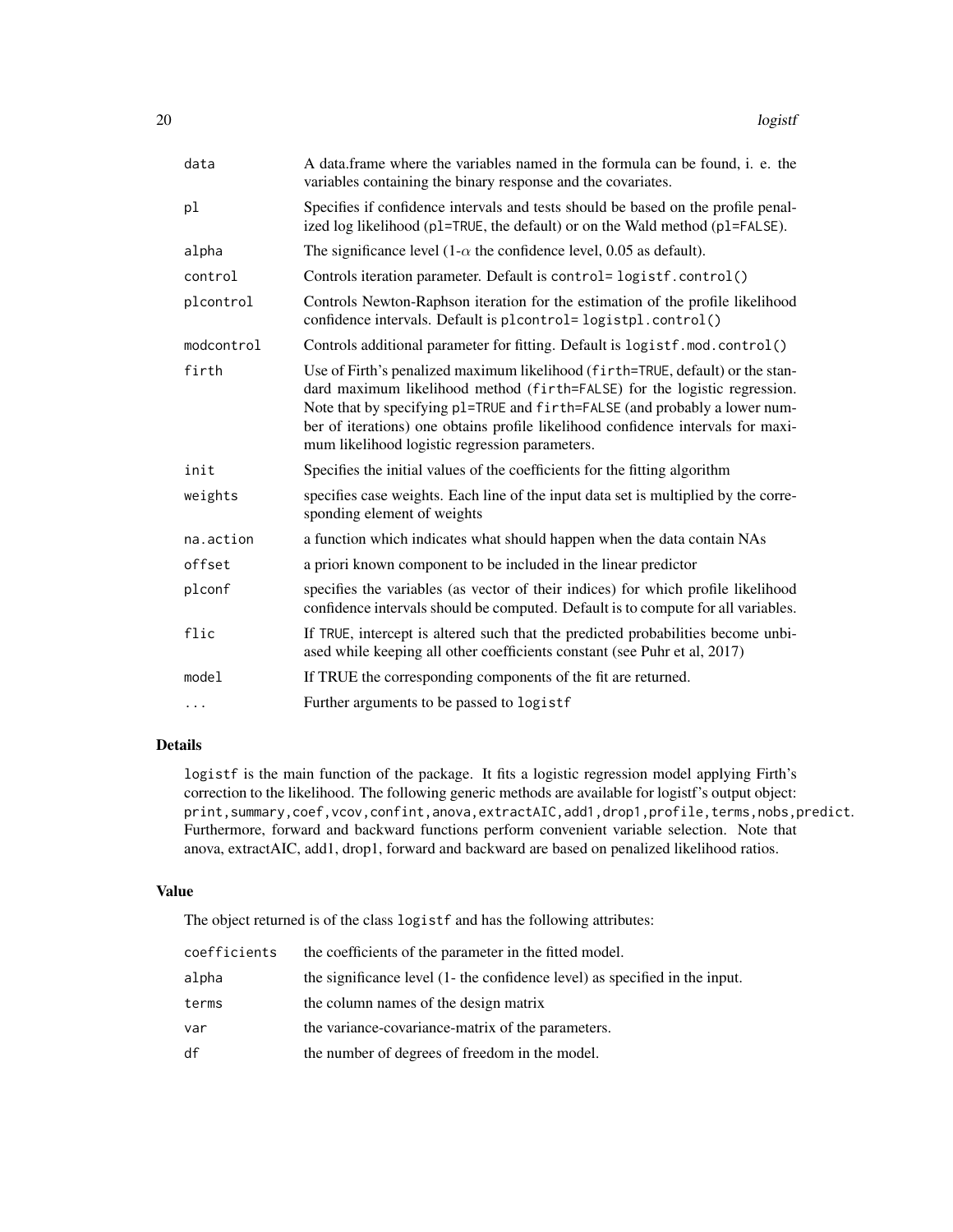| | |
|---|---|
| `data` | A data.frame where the variables named in the formula can be found, i. e. the variables containing the binary response and the covariates. |
| `pl` | Specifies if confidence intervals and tests should be based on the profile penalized log likelihood (`pl=TRUE`, the default) or on the Wald method (`pl=FALSE`). |
| `alpha` | The significance level (1-$\alpha$ the confidence level, 0.05 as default). |
| `control` | Controls iteration parameter. Default is `control= logistf.control()` |
| `plcontrol` | Controls Newton-Raphson iteration for the estimation of the profile likelihood confidence intervals. Default is `plcontrol= logistpl.control()` |
| `modcontrol` | Controls additional parameter for fitting. Default is `logistf.mod.control()` |
| `firth` | Use of Firth's penalized maximum likelihood (`firth=TRUE`, default) or the standard maximum likelihood method (`firth=FALSE`) for the logistic regression. Note that by specifying `pl=TRUE` and `firth=FALSE` (and probably a lower number of iterations) one obtains profile likelihood confidence intervals for maximum likelihood logistic regression parameters. |
| `init` | Specifies the initial values of the coefficients for the fitting algorithm |
| `weights` | specifies case weights. Each line of the input data set is multiplied by the corresponding element of weights |
| `na.action` | a function which indicates what should happen when the data contain NAs |
| `offset` | a priori known component to be included in the linear predictor |
| `plconf` | specifies the variables (as vector of their indices) for which profile likelihood confidence intervals should be computed. Default is to compute for all variables. |
| `flic` | If `TRUE`, intercept is altered such that the predicted probabilities become unbiased while keeping all other coefficients constant (see Puhr et al, 2017) |
| `model` | If TRUE the corresponding components of the fit are returned. |
| `...` | Further arguments to be passed to `logistf` |

## Details

`logistf` is the main function of the package. It fits a logistic regression model applying Firth's correction to the likelihood. The following generic methods are available for logistf's output object: `print,summary,coef,vcov,confint,anova,extractAIC,add1,drop1,profile,terms,nobs,predict`. Furthermore, forward and backward functions perform convenient variable selection. Note that anova, extractAIC, add1, drop1, forward and backward are based on penalized likelihood ratios.

## Value

The object returned is of the class `logistf` and has the following attributes:

| | |
|---|---|
| `coefficients` | the coefficients of the parameter in the fitted model. |
| `alpha` | the significance level (1- the confidence level) as specified in the input. |
| `terms` | the column names of the design matrix |
| `var` | the variance-covariance-matrix of the parameters. |
| `df` | the number of degrees of freedom in the model. |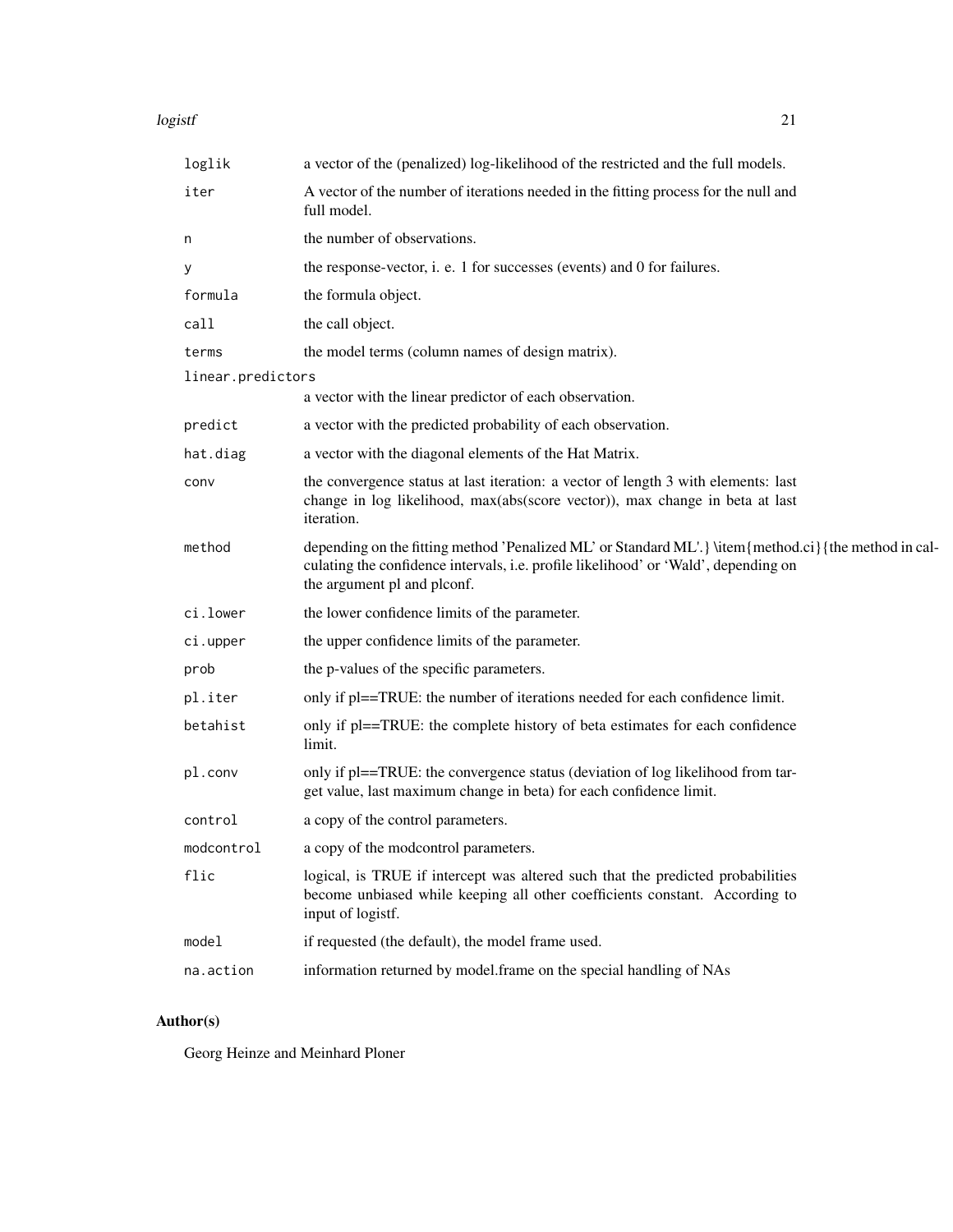| | |
|---|---|
| `loglik` | a vector of the (penalized) log-likelihood of the restricted and the full models. |
| `iter` | A vector of the number of iterations needed in the fitting process for the null and full model. |
| `n` | the number of observations. |
| `y` | the response-vector, i. e. 1 for successes (events) and 0 for failures. |
| `formula` | the formula object. |
| `call` | the call object. |
| `terms` | the model terms (column names of design matrix). |
| `linear.predictors` | a vector with the linear predictor of each observation. |
| `predict` | a vector with the predicted probability of each observation. |
| `hat.diag` | a vector with the diagonal elements of the Hat Matrix. |
| `conv` | the convergence status at last iteration: a vector of length 3 with elements: last change in log likelihood, max(abs(score vector)), max change in beta at last iteration. |
| `method` | depending on the fitting method 'Penalized ML' or Standard ML'.} \item{method.ci}{the method in calculating the confidence intervals, i.e. profile likelihood' or 'Wald', depending on the argument pl and plconf. |
| `ci.lower` | the lower confidence limits of the parameter. |
| `ci.upper` | the upper confidence limits of the parameter. |
| `prob` | the p-values of the specific parameters. |
| `pl.iter` | only if pl==TRUE: the number of iterations needed for each confidence limit. |
| `betahist` | only if pl==TRUE: the complete history of beta estimates for each confidence limit. |
| `pl.conv` | only if pl==TRUE: the convergence status (deviation of log likelihood from target value, last maximum change in beta) for each confidence limit. |
| `control` | a copy of the control parameters. |
| `modcontrol` | a copy of the modcontrol parameters. |
| `flic` | logical, is TRUE if intercept was altered such that the predicted probabilities become unbiased while keeping all other coefficients constant. According to input of logistf. |
| `model` | if requested (the default), the model frame used. |
| `na.action` | information returned by model.frame on the special handling of NAs |

## Author(s)

Georg Heinze and Meinhard Ploner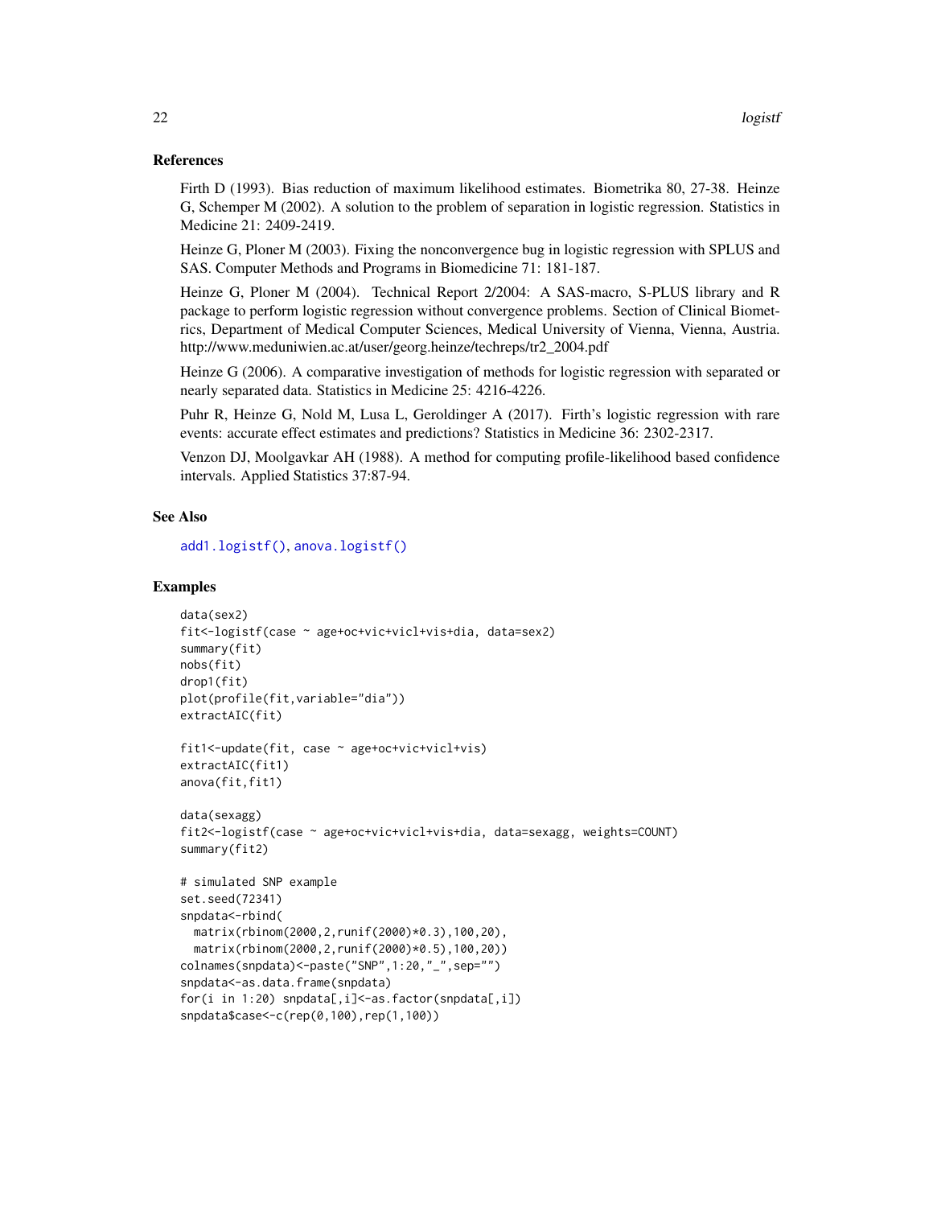## References

Firth D (1993). Bias reduction of maximum likelihood estimates. Biometrika 80, 27-38. Heinze G, Schemper M (2002). A solution to the problem of separation in logistic regression. Statistics in Medicine 21: 2409-2419.

Heinze G, Ploner M (2003). Fixing the nonconvergence bug in logistic regression with SPLUS and SAS. Computer Methods and Programs in Biomedicine 71: 181-187.

Heinze G, Ploner M (2004). Technical Report 2/2004: A SAS-macro, S-PLUS library and R package to perform logistic regression without convergence problems. Section of Clinical Biometrics, Department of Medical Computer Sciences, Medical University of Vienna, Vienna, Austria. http://www.meduniwien.ac.at/user/georg.heinze/techreps/tr2_2004.pdf

Heinze G (2006). A comparative investigation of methods for logistic regression with separated or nearly separated data. Statistics in Medicine 25: 4216-4226.

Puhr R, Heinze G, Nold M, Lusa L, Geroldinger A (2017). Firth's logistic regression with rare events: accurate effect estimates and predictions? Statistics in Medicine 36: 2302-2317.

Venzon DJ, Moolgavkar AH (1988). A method for computing profile-likelihood based confidence intervals. Applied Statistics 37:87-94.

## See Also

add1.logistf(), anova.logistf()

## Examples

```
data(sex2)
fit<-logistf(case ~ age+oc+vic+vicl+vis+dia, data=sex2)
summary(fit)
nobs(fit)
drop1(fit)
plot(profile(fit,variable="dia"))
extractAIC(fit)

fit1<-update(fit, case ~ age+oc+vic+vicl+vis)
extractAIC(fit1)
anova(fit,fit1)

data(sexagg)
fit2<-logistf(case ~ age+oc+vic+vicl+vis+dia, data=sexagg, weights=COUNT)
summary(fit2)

# simulated SNP example
set.seed(72341)
snpdata<-rbind(
  matrix(rbinom(2000,2,runif(2000)*0.3),100,20),
  matrix(rbinom(2000,2,runif(2000)*0.5),100,20))
colnames(snpdata)<-paste("SNP",1:20,"_",sep="")
snpdata<-as.data.frame(snpdata)
for(i in 1:20) snpdata[,i]<-as.factor(snpdata[,i])
snpdata$case<-c(rep(0,100),rep(1,100))
```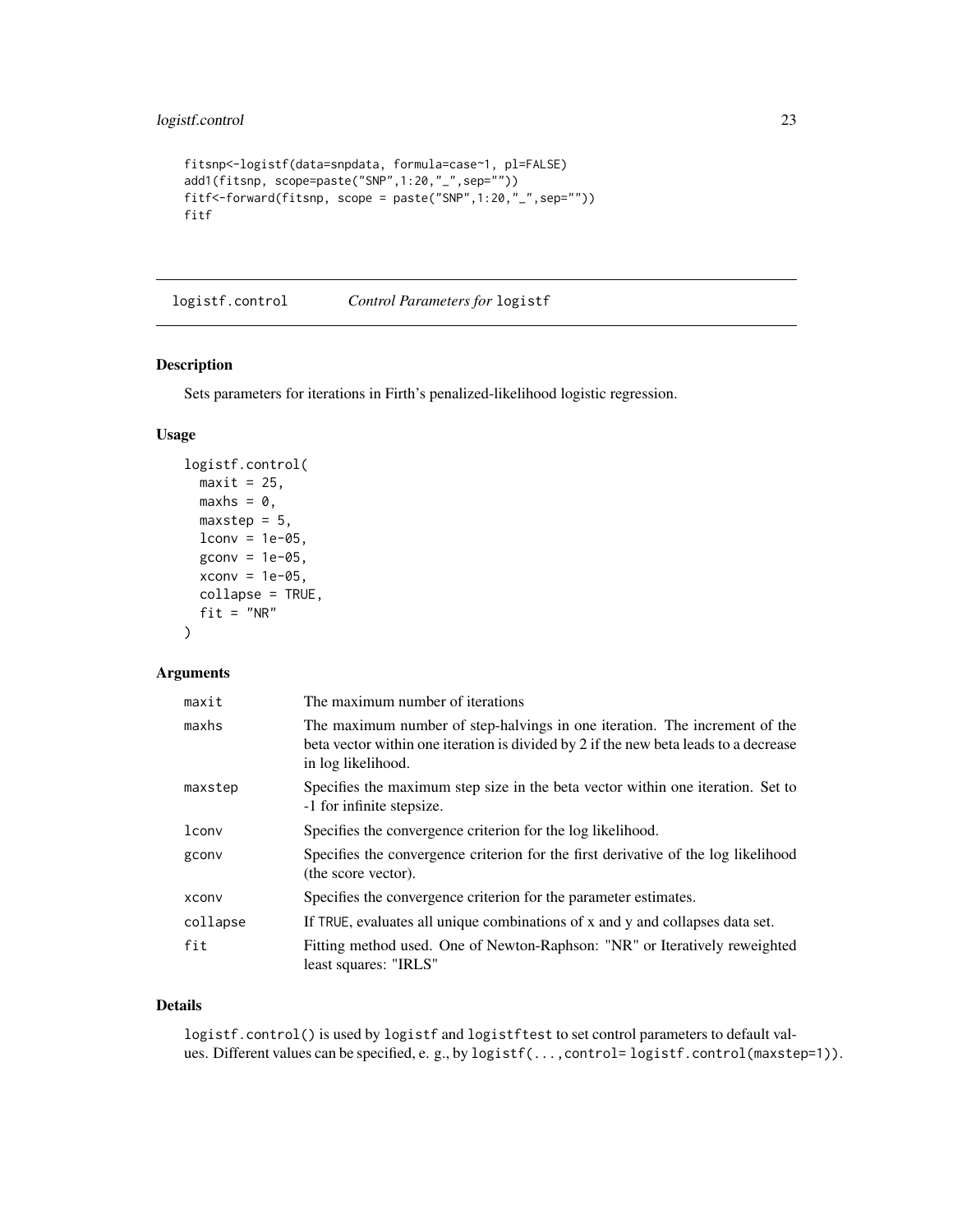```
fitsnp<-logistf(data=snpdata, formula=case~1, pl=FALSE)
add1(fitsnp, scope=paste("SNP",1:20,"_",sep=""))
fitf<-forward(fitsnp, scope = paste("SNP",1:20,"_",sep=""))
fitf
```

---

## logistf.control *Control Parameters for* `logistf`

### Description

Sets parameters for iterations in Firth's penalized-likelihood logistic regression.

### Usage

```
logistf.control(
  maxit = 25,
  maxhs = 0,
  maxstep = 5,
  lconv = 1e-05,
  gconv = 1e-05,
  xconv = 1e-05,
  collapse = TRUE,
  fit = "NR"
)
```

### Arguments

| | |
|---|---|
| `maxit` | The maximum number of iterations |
| `maxhs` | The maximum number of step-halvings in one iteration. The increment of the beta vector within one iteration is divided by 2 if the new beta leads to a decrease in log likelihood. |
| `maxstep` | Specifies the maximum step size in the beta vector within one iteration. Set to -1 for infinite stepsize. |
| `lconv` | Specifies the convergence criterion for the log likelihood. |
| `gconv` | Specifies the convergence criterion for the first derivative of the log likelihood (the score vector). |
| `xconv` | Specifies the convergence criterion for the parameter estimates. |
| `collapse` | If `TRUE`, evaluates all unique combinations of x and y and collapses data set. |
| `fit` | Fitting method used. One of Newton-Raphson: "NR" or Iteratively reweighted least squares: "IRLS" |

### Details

`logistf.control()` is used by `logistf` and `logistftest` to set control parameters to default values. Different values can be specified, e. g., by `logistf(...,control= logistf.control(maxstep=1))`.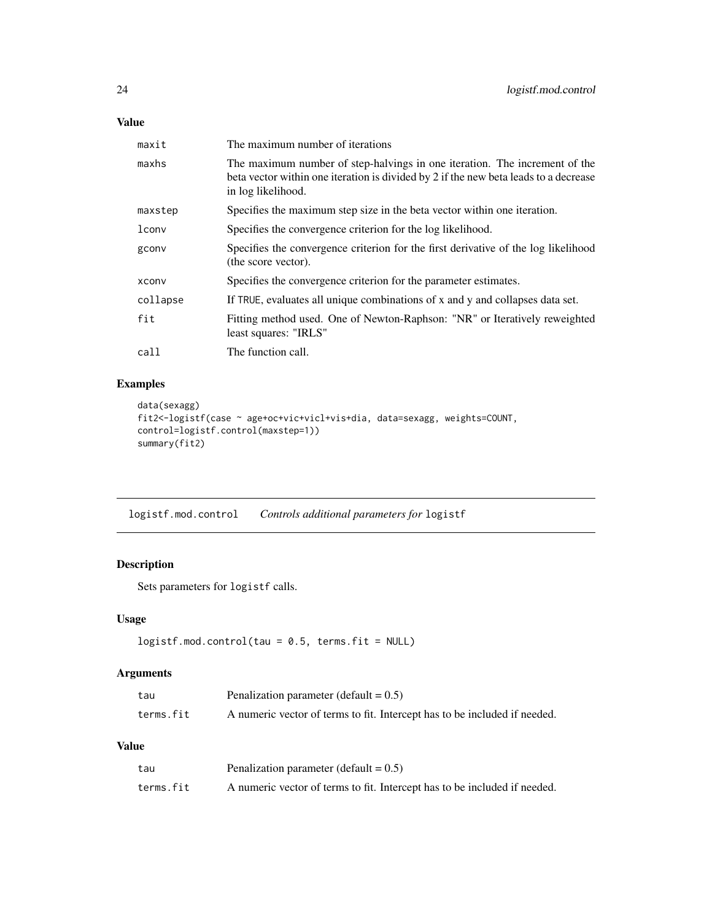## Value

| | |
|---|---|
| `maxit` | The maximum number of iterations |
| `maxhs` | The maximum number of step-halvings in one iteration. The increment of the beta vector within one iteration is divided by 2 if the new beta leads to a decrease in log likelihood. |
| `maxstep` | Specifies the maximum step size in the beta vector within one iteration. |
| `lconv` | Specifies the convergence criterion for the log likelihood. |
| `gconv` | Specifies the convergence criterion for the first derivative of the log likelihood (the score vector). |
| `xconv` | Specifies the convergence criterion for the parameter estimates. |
| `collapse` | If `TRUE`, evaluates all unique combinations of x and y and collapses data set. |
| `fit` | Fitting method used. One of Newton-Raphson: "NR" or Iteratively reweighted least squares: "IRLS" |
| `call` | The function call. |

## Examples

```
data(sexagg)
fit2<-logistf(case ~ age+oc+vic+vicl+vis+dia, data=sexagg, weights=COUNT,
control=logistf.control(maxstep=1))
summary(fit2)
```

---

# logistf.mod.control — *Controls additional parameters for* `logistf`

## Description

Sets parameters for `logistf` calls.

## Usage

```
logistf.mod.control(tau = 0.5, terms.fit = NULL)
```

## Arguments

| | |
|---|---|
| `tau` | Penalization parameter (default = 0.5) |
| `terms.fit` | A numeric vector of terms to fit. Intercept has to be included if needed. |

## Value

| | |
|---|---|
| `tau` | Penalization parameter (default = 0.5) |
| `terms.fit` | A numeric vector of terms to fit. Intercept has to be included if needed. |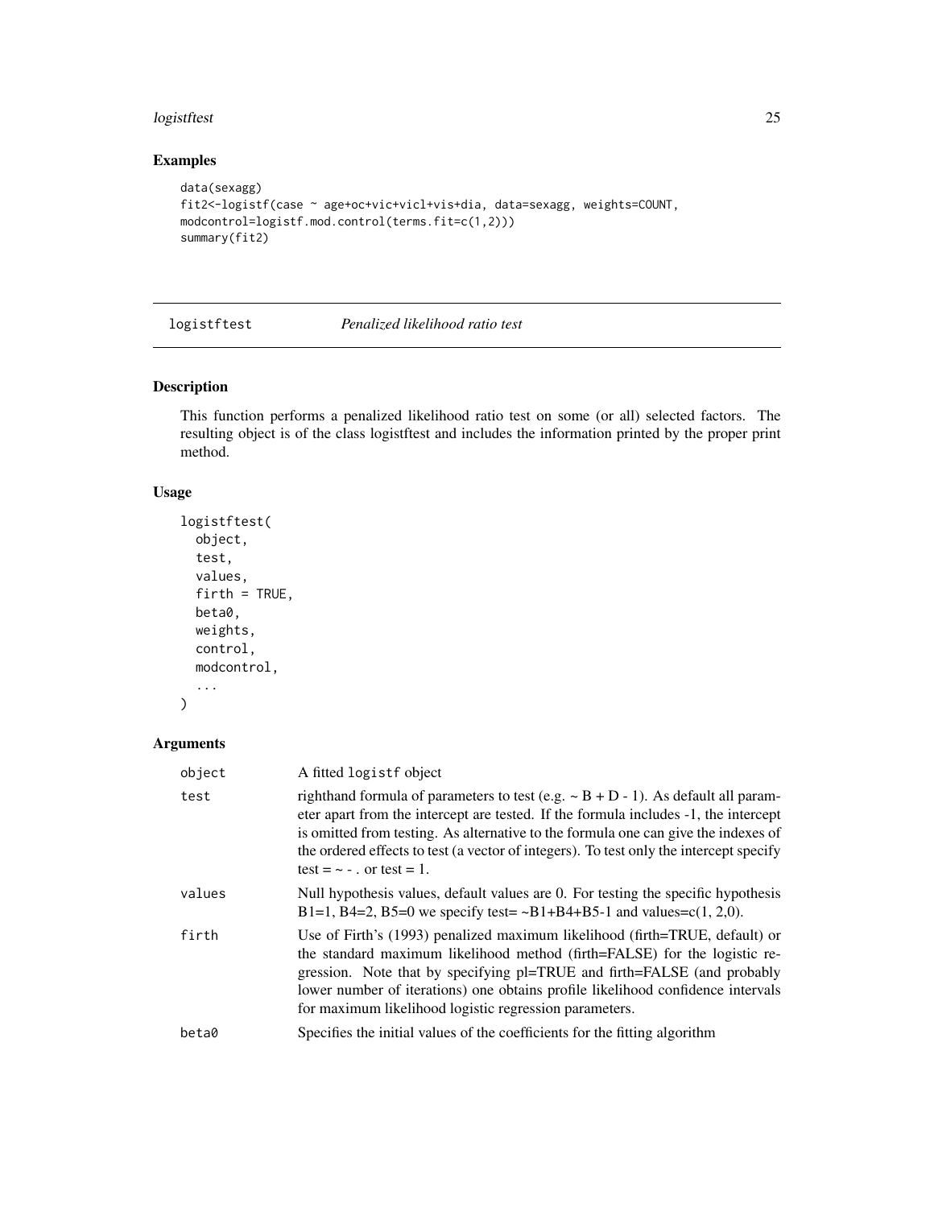## Examples

```
data(sexagg)
fit2<-logistf(case ~ age+oc+vic+vicl+vis+dia, data=sexagg, weights=COUNT,
modcontrol=logistf.mod.control(terms.fit=c(1,2)))
summary(fit2)
```

---

# logistftest — *Penalized likelihood ratio test*

## Description

This function performs a penalized likelihood ratio test on some (or all) selected factors. The resulting object is of the class logistftest and includes the information printed by the proper print method.

## Usage

```
logistftest(
  object,
  test,
  values,
  firth = TRUE,
  beta0,
  weights,
  control,
  modcontrol,
  ...
)
```

## Arguments

| Argument | Description |
|---|---|
| `object` | A fitted `logistf` object |
| `test` | righthand formula of parameters to test (e.g. ~ B + D - 1). As default all parameter apart from the intercept are tested. If the formula includes -1, the intercept is omitted from testing. As alternative to the formula one can give the indexes of the ordered effects to test (a vector of integers). To test only the intercept specify test = ~ - . or test = 1. |
| `values` | Null hypothesis values, default values are 0. For testing the specific hypothesis B1=1, B4=2, B5=0 we specify test= ~B1+B4+B5-1 and values=c(1, 2,0). |
| `firth` | Use of Firth's (1993) penalized maximum likelihood (firth=TRUE, default) or the standard maximum likelihood method (firth=FALSE) for the logistic regression. Note that by specifying pl=TRUE and firth=FALSE (and probably lower number of iterations) one obtains profile likelihood confidence intervals for maximum likelihood logistic regression parameters. |
| `beta0` | Specifies the initial values of the coefficients for the fitting algorithm |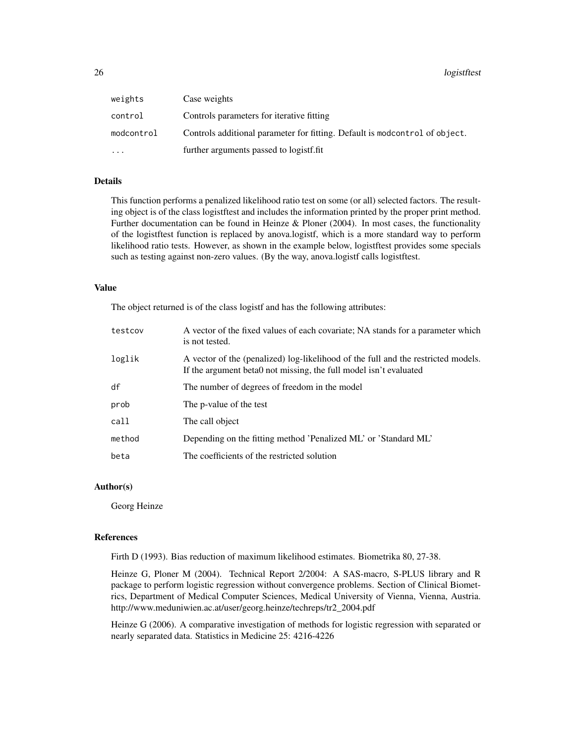| | |
|---|---|
| `weights` | Case weights |
| `control` | Controls parameters for iterative fitting |
| `modcontrol` | Controls additional parameter for fitting. Default is `modcontrol` of `object`. |
| `...` | further arguments passed to logistf.fit |

### Details

This function performs a penalized likelihood ratio test on some (or all) selected factors. The resulting object is of the class logistftest and includes the information printed by the proper print method. Further documentation can be found in Heinze & Ploner (2004). In most cases, the functionality of the logistftest function is replaced by anova.logistf, which is a more standard way to perform likelihood ratio tests. However, as shown in the example below, logistftest provides some specials such as testing against non-zero values. (By the way, anova.logistf calls logistftest.

### Value

The object returned is of the class logistf and has the following attributes:

| | |
|---|---|
| `testcov` | A vector of the fixed values of each covariate; NA stands for a parameter which is not tested. |
| `loglik` | A vector of the (penalized) log-likelihood of the full and the restricted models. If the argument beta0 not missing, the full model isn't evaluated |
| `df` | The number of degrees of freedom in the model |
| `prob` | The p-value of the test |
| `call` | The call object |
| `method` | Depending on the fitting method 'Penalized ML' or 'Standard ML' |
| `beta` | The coefficients of the restricted solution |

### Author(s)

Georg Heinze

### References

Firth D (1993). Bias reduction of maximum likelihood estimates. Biometrika 80, 27-38.

Heinze G, Ploner M (2004). Technical Report 2/2004: A SAS-macro, S-PLUS library and R package to perform logistic regression without convergence problems. Section of Clinical Biometrics, Department of Medical Computer Sciences, Medical University of Vienna, Vienna, Austria. http://www.meduniwien.ac.at/user/georg.heinze/techreps/tr2_2004.pdf

Heinze G (2006). A comparative investigation of methods for logistic regression with separated or nearly separated data. Statistics in Medicine 25: 4216-4226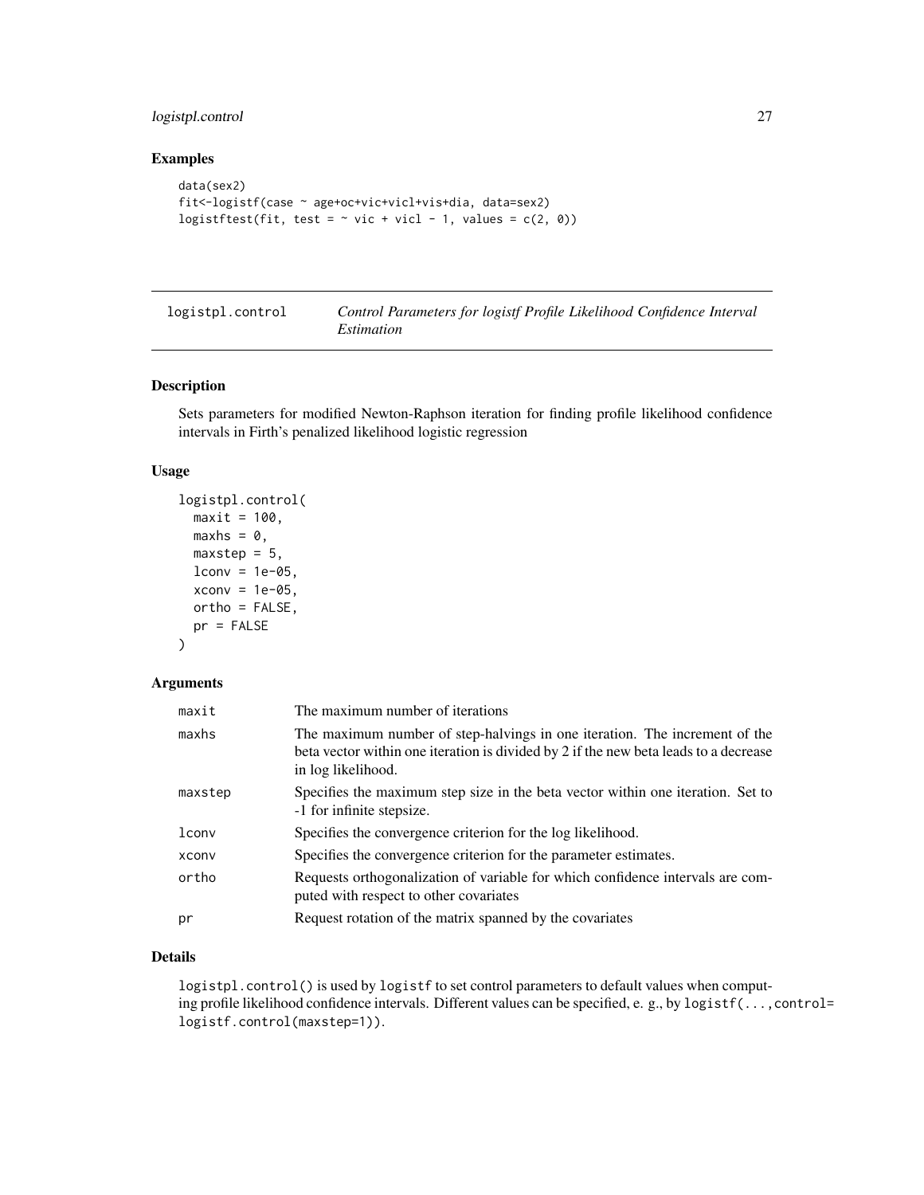### Examples

```
data(sex2)
fit<-logistf(case ~ age+oc+vic+vicl+vis+dia, data=sex2)
logistftest(fit, test = ~ vic + vicl - 1, values = c(2, 0))
```

---

## logistpl.control — *Control Parameters for logistf Profile Likelihood Confidence Interval Estimation*

---

### Description

Sets parameters for modified Newton-Raphson iteration for finding profile likelihood confidence intervals in Firth's penalized likelihood logistic regression

### Usage

```
logistpl.control(
  maxit = 100,
  maxhs = 0,
  maxstep = 5,
  lconv = 1e-05,
  xconv = 1e-05,
  ortho = FALSE,
  pr = FALSE
)
```

### Arguments

| | |
|---|---|
| maxit | The maximum number of iterations |
| maxhs | The maximum number of step-halvings in one iteration. The increment of the beta vector within one iteration is divided by 2 if the new beta leads to a decrease in log likelihood. |
| maxstep | Specifies the maximum step size in the beta vector within one iteration. Set to -1 for infinite stepsize. |
| lconv | Specifies the convergence criterion for the log likelihood. |
| xconv | Specifies the convergence criterion for the parameter estimates. |
| ortho | Requests orthogonalization of variable for which confidence intervals are computed with respect to other covariates |
| pr | Request rotation of the matrix spanned by the covariates |

### Details

`logistpl.control()` is used by `logistf` to set control parameters to default values when computing profile likelihood confidence intervals. Different values can be specified, e. g., by `logistf(...,control= logistf.control(maxstep=1))`.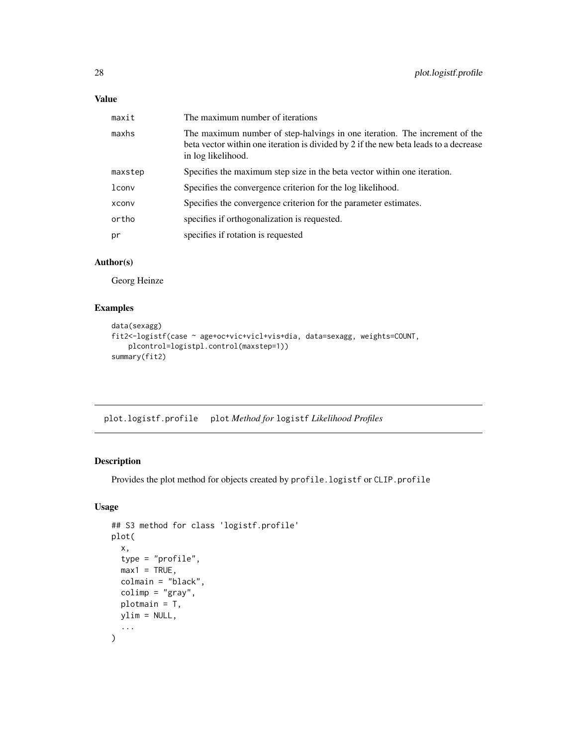## Value

| | |
|---|---|
| maxit | The maximum number of iterations |
| maxhs | The maximum number of step-halvings in one iteration. The increment of the beta vector within one iteration is divided by 2 if the new beta leads to a decrease in log likelihood. |
| maxstep | Specifies the maximum step size in the beta vector within one iteration. |
| lconv | Specifies the convergence criterion for the log likelihood. |
| xconv | Specifies the convergence criterion for the parameter estimates. |
| ortho | specifies if orthogonalization is requested. |
| pr | specifies if rotation is requested |

## Author(s)

Georg Heinze

## Examples

```
data(sexagg)
fit2<-logistf(case ~ age+oc+vic+vicl+vis+dia, data=sexagg, weights=COUNT,
    plcontrol=logistpl.control(maxstep=1))
summary(fit2)
```

---

# plot.logistf.profile    plot *Method for* logistf *Likelihood Profiles*

---

## Description

Provides the plot method for objects created by `profile.logistf` or `CLIP.profile`

## Usage

```
## S3 method for class 'logistf.profile'
plot(
  x,
  type = "profile",
  max1 = TRUE,
  colmain = "black",
  colimp = "gray",
  plotmain = T,
  ylim = NULL,
  ...
)
```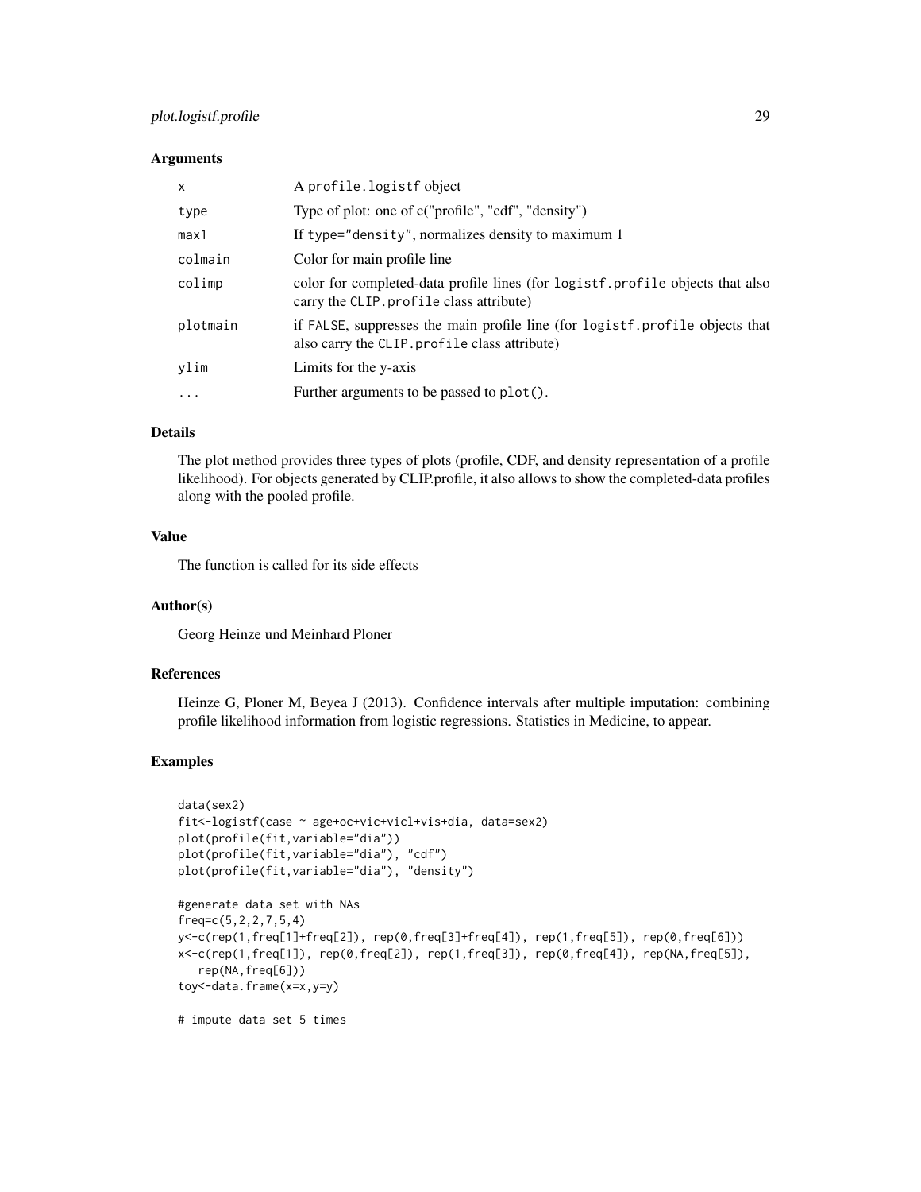### Arguments

| | |
|---|---|
| `x` | A `profile.logistf` object |
| `type` | Type of plot: one of c("profile", "cdf", "density") |
| `max1` | If `type="density"`, normalizes density to maximum 1 |
| `colmain` | Color for main profile line |
| `colimp` | color for completed-data profile lines (for `logistf.profile` objects that also carry the `CLIP.profile` class attribute) |
| `plotmain` | if `FALSE`, suppresses the main profile line (for `logistf.profile` objects that also carry the `CLIP.profile` class attribute) |
| `ylim` | Limits for the y-axis |
| `...` | Further arguments to be passed to `plot()`. |

### Details

The plot method provides three types of plots (profile, CDF, and density representation of a profile likelihood). For objects generated by CLIP.profile, it also allows to show the completed-data profiles along with the pooled profile.

### Value

The function is called for its side effects

### Author(s)

Georg Heinze und Meinhard Ploner

### References

Heinze G, Ploner M, Beyea J (2013). Confidence intervals after multiple imputation: combining profile likelihood information from logistic regressions. Statistics in Medicine, to appear.

### Examples

```
data(sex2)
fit<-logistf(case ~ age+oc+vic+vicl+vis+dia, data=sex2)
plot(profile(fit,variable="dia"))
plot(profile(fit,variable="dia"), "cdf")
plot(profile(fit,variable="dia"), "density")

#generate data set with NAs
freq=c(5,2,2,7,5,4)
y<-c(rep(1,freq[1]+freq[2]), rep(0,freq[3]+freq[4]), rep(1,freq[5]), rep(0,freq[6]))
x<-c(rep(1,freq[1]), rep(0,freq[2]), rep(1,freq[3]), rep(0,freq[4]), rep(NA,freq[5]),
   rep(NA,freq[6]))
toy<-data.frame(x=x,y=y)

# impute data set 5 times
```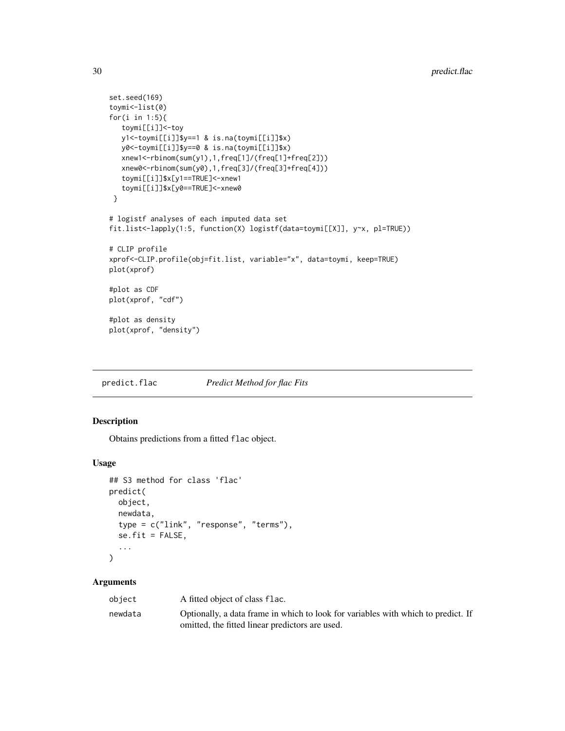```
set.seed(169)
toymi<-list(0)
for(i in 1:5){
   toymi[[i]]<-toy
   y1<-toymi[[i]]$y==1 & is.na(toymi[[i]]$x)
   y0<-toymi[[i]]$y==0 & is.na(toymi[[i]]$x)
   xnew1<-rbinom(sum(y1),1,freq[1]/(freq[1]+freq[2]))
   xnew0<-rbinom(sum(y0),1,freq[3]/(freq[3]+freq[4]))
   toymi[[i]]$x[y1==TRUE]<-xnew1
   toymi[[i]]$x[y0==TRUE]<-xnew0
 }

# logistf analyses of each imputed data set
fit.list<-lapply(1:5, function(X) logistf(data=toymi[[X]], y~x, pl=TRUE))

# CLIP profile
xprof<-CLIP.profile(obj=fit.list, variable="x", data=toymi, keep=TRUE)
plot(xprof)

#plot as CDF
plot(xprof, "cdf")

#plot as density
plot(xprof, "density")
```

## predict.flac — *Predict Method for flac Fits*

### Description

Obtains predictions from a fitted `flac` object.

### Usage

```
## S3 method for class 'flac'
predict(
  object,
  newdata,
  type = c("link", "response", "terms"),
  se.fit = FALSE,
  ...
)
```

### Arguments

| | |
|---|---|
| object | A fitted object of class flac. |
| newdata | Optionally, a data frame in which to look for variables with which to predict. If omitted, the fitted linear predictors are used. |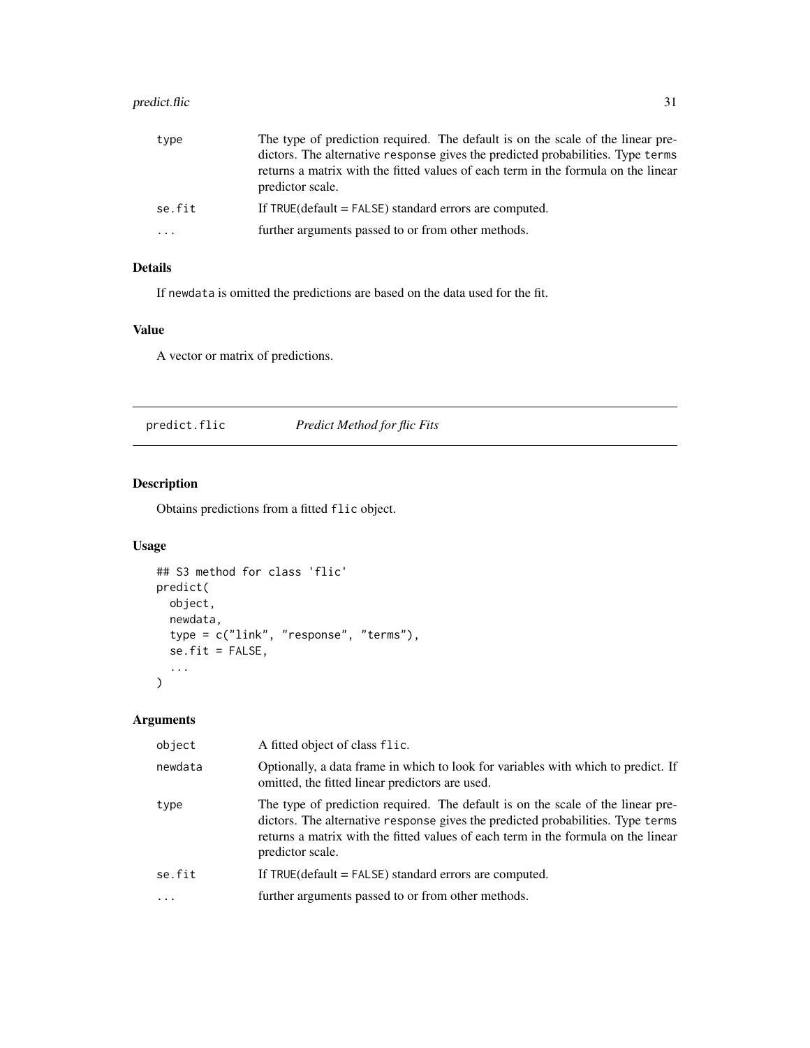| | |
|---|---|
| type | The type of prediction required. The default is on the scale of the linear predictors. The alternative response gives the predicted probabilities. Type terms returns a matrix with the fitted values of each term in the formula on the linear predictor scale. |
| se.fit | If TRUE(default = FALSE) standard errors are computed. |
| ... | further arguments passed to or from other methods. |

### Details

If newdata is omitted the predictions are based on the data used for the fit.

### Value

A vector or matrix of predictions.

---

## predict.flic — *Predict Method for flic Fits*

---

### Description

Obtains predictions from a fitted flic object.

### Usage

```
## S3 method for class 'flic'
predict(
  object,
  newdata,
  type = c("link", "response", "terms"),
  se.fit = FALSE,
  ...
)
```

### Arguments

| | |
|---|---|
| object | A fitted object of class flic. |
| newdata | Optionally, a data frame in which to look for variables with which to predict. If omitted, the fitted linear predictors are used. |
| type | The type of prediction required. The default is on the scale of the linear predictors. The alternative response gives the predicted probabilities. Type terms returns a matrix with the fitted values of each term in the formula on the linear predictor scale. |
| se.fit | If TRUE(default = FALSE) standard errors are computed. |
| ... | further arguments passed to or from other methods. |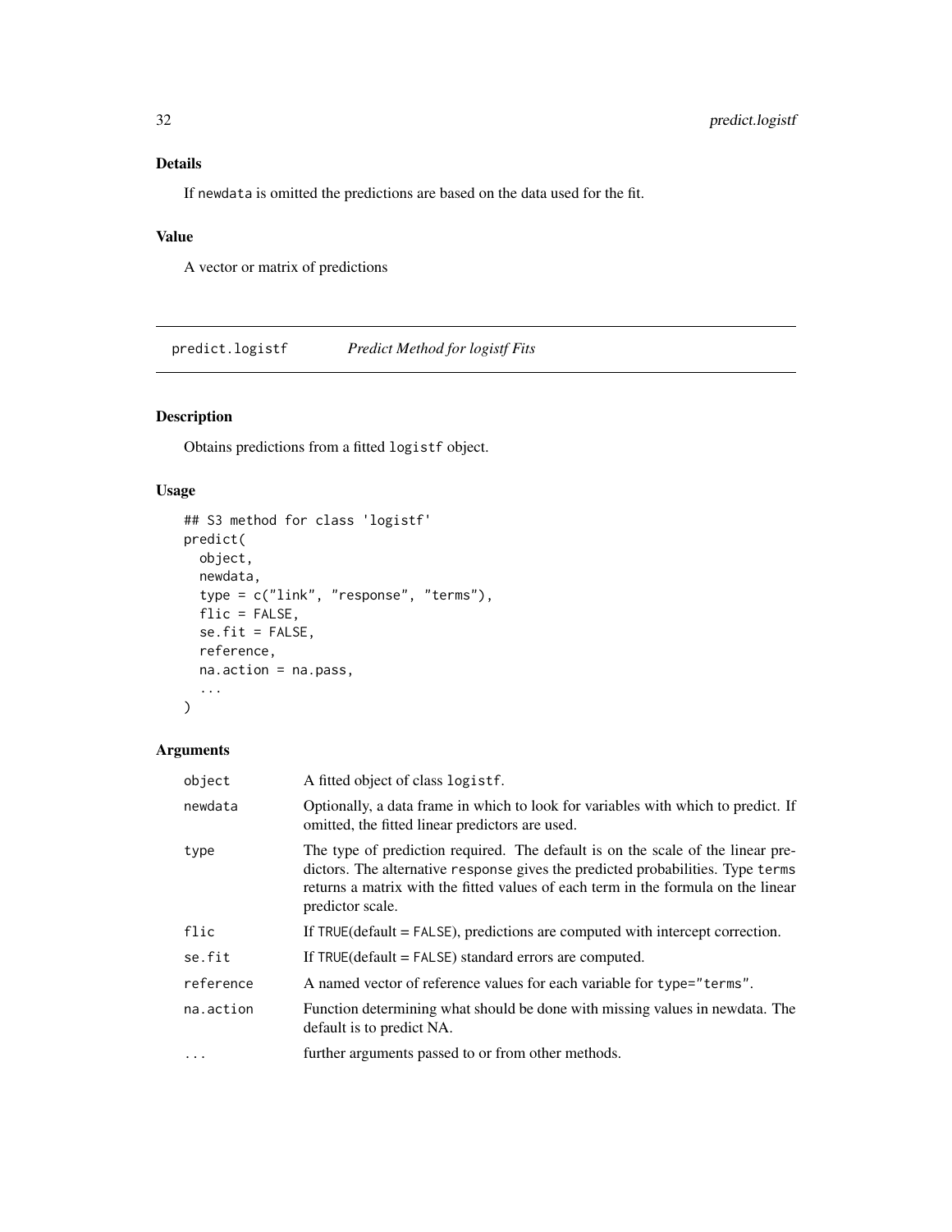### Details

If newdata is omitted the predictions are based on the data used for the fit.

### Value

A vector or matrix of predictions

## predict.logistf — *Predict Method for logistf Fits*

### Description

Obtains predictions from a fitted logistf object.

### Usage

```
## S3 method for class 'logistf'
predict(
  object,
  newdata,
  type = c("link", "response", "terms"),
  flic = FALSE,
  se.fit = FALSE,
  reference,
  na.action = na.pass,
  ...
)
```

### Arguments

| | |
|---|---|
| object | A fitted object of class logistf. |
| newdata | Optionally, a data frame in which to look for variables with which to predict. If omitted, the fitted linear predictors are used. |
| type | The type of prediction required. The default is on the scale of the linear predictors. The alternative response gives the predicted probabilities. Type terms returns a matrix with the fitted values of each term in the formula on the linear predictor scale. |
| flic | If TRUE(default = FALSE), predictions are computed with intercept correction. |
| se.fit | If TRUE(default = FALSE) standard errors are computed. |
| reference | A named vector of reference values for each variable for type="terms". |
| na.action | Function determining what should be done with missing values in newdata. The default is to predict NA. |
| ... | further arguments passed to or from other methods. |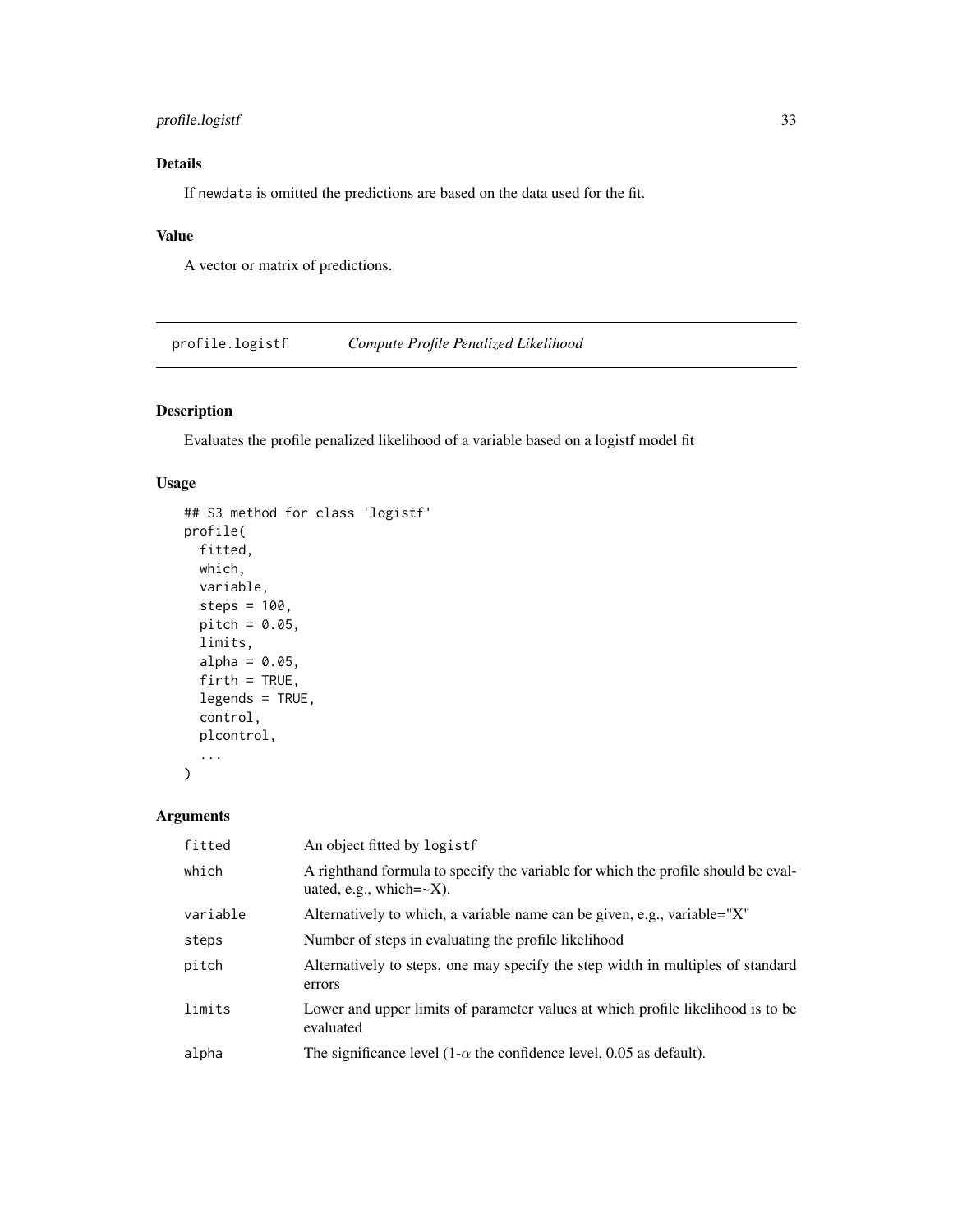### Details

If newdata is omitted the predictions are based on the data used for the fit.

### Value

A vector or matrix of predictions.

---

## profile.logistf *Compute Profile Penalized Likelihood*

### Description

Evaluates the profile penalized likelihood of a variable based on a logistf model fit

### Usage

```
## S3 method for class 'logistf'
profile(
  fitted,
  which,
  variable,
  steps = 100,
  pitch = 0.05,
  limits,
  alpha = 0.05,
  firth = TRUE,
  legends = TRUE,
  control,
  plcontrol,
  ...
)
```

### Arguments

| | |
|---|---|
| fitted | An object fitted by logistf |
| which | A righthand formula to specify the variable for which the profile should be evaluated, e.g., which=~X). |
| variable | Alternatively to which, a variable name can be given, e.g., variable="X" |
| steps | Number of steps in evaluating the profile likelihood |
| pitch | Alternatively to steps, one may specify the step width in multiples of standard errors |
| limits | Lower and upper limits of parameter values at which profile likelihood is to be evaluated |
| alpha | The significance level (1-$\alpha$ the confidence level, 0.05 as default). |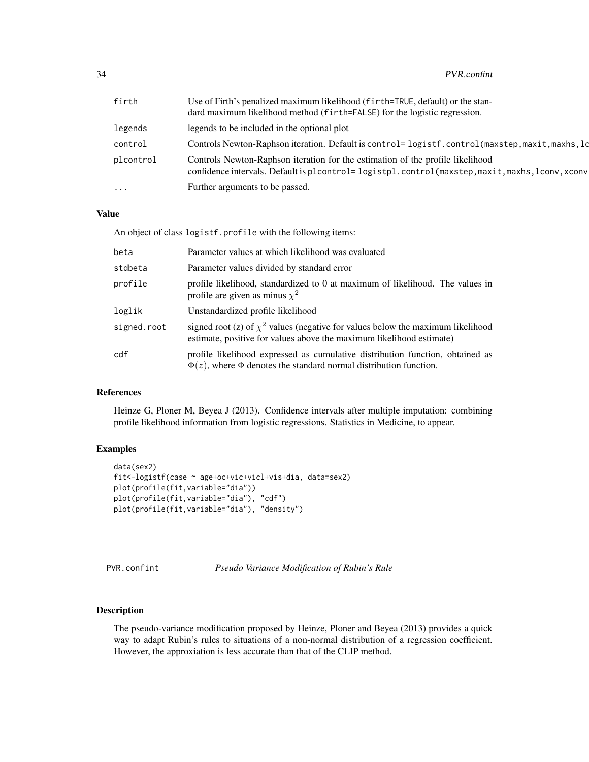| | |
|---|---|
| firth | Use of Firth's penalized maximum likelihood (firth=TRUE, default) or the standard maximum likelihood method (firth=FALSE) for the logistic regression. |
| legends | legends to be included in the optional plot |
| control | Controls Newton-Raphson iteration. Default is control= logistf.control(maxstep,maxit,maxhs,lc |
| plcontrol | Controls Newton-Raphson iteration for the estimation of the profile likelihood confidence intervals. Default is plcontrol= logistpl.control(maxstep,maxit,maxhs,lconv,xconv |
| ... | Further arguments to be passed. |

### Value

An object of class logistf.profile with the following items:

| | |
|---|---|
| beta | Parameter values at which likelihood was evaluated |
| stdbeta | Parameter values divided by standard error |
| profile | profile likelihood, standardized to 0 at maximum of likelihood. The values in profile are given as minus $\chi^2$ |
| loglik | Unstandardized profile likelihood |
| signed.root | signed root (z) of $\chi^2$ values (negative for values below the maximum likelihood estimate, positive for values above the maximum likelihood estimate) |
| cdf | profile likelihood expressed as cumulative distribution function, obtained as $\Phi(z)$, where $\Phi$ denotes the standard normal distribution function. |

### References

Heinze G, Ploner M, Beyea J (2013). Confidence intervals after multiple imputation: combining profile likelihood information from logistic regressions. Statistics in Medicine, to appear.

### Examples

```
data(sex2)
fit<-logistf(case ~ age+oc+vic+vicl+vis+dia, data=sex2)
plot(profile(fit,variable="dia"))
plot(profile(fit,variable="dia"), "cdf")
plot(profile(fit,variable="dia"), "density")
```

---

## PVR.confint — *Pseudo Variance Modification of Rubin's Rule*

---

### Description

The pseudo-variance modification proposed by Heinze, Ploner and Beyea (2013) provides a quick way to adapt Rubin's rules to situations of a non-normal distribution of a regression coefficient. However, the approxiation is less accurate than that of the CLIP method.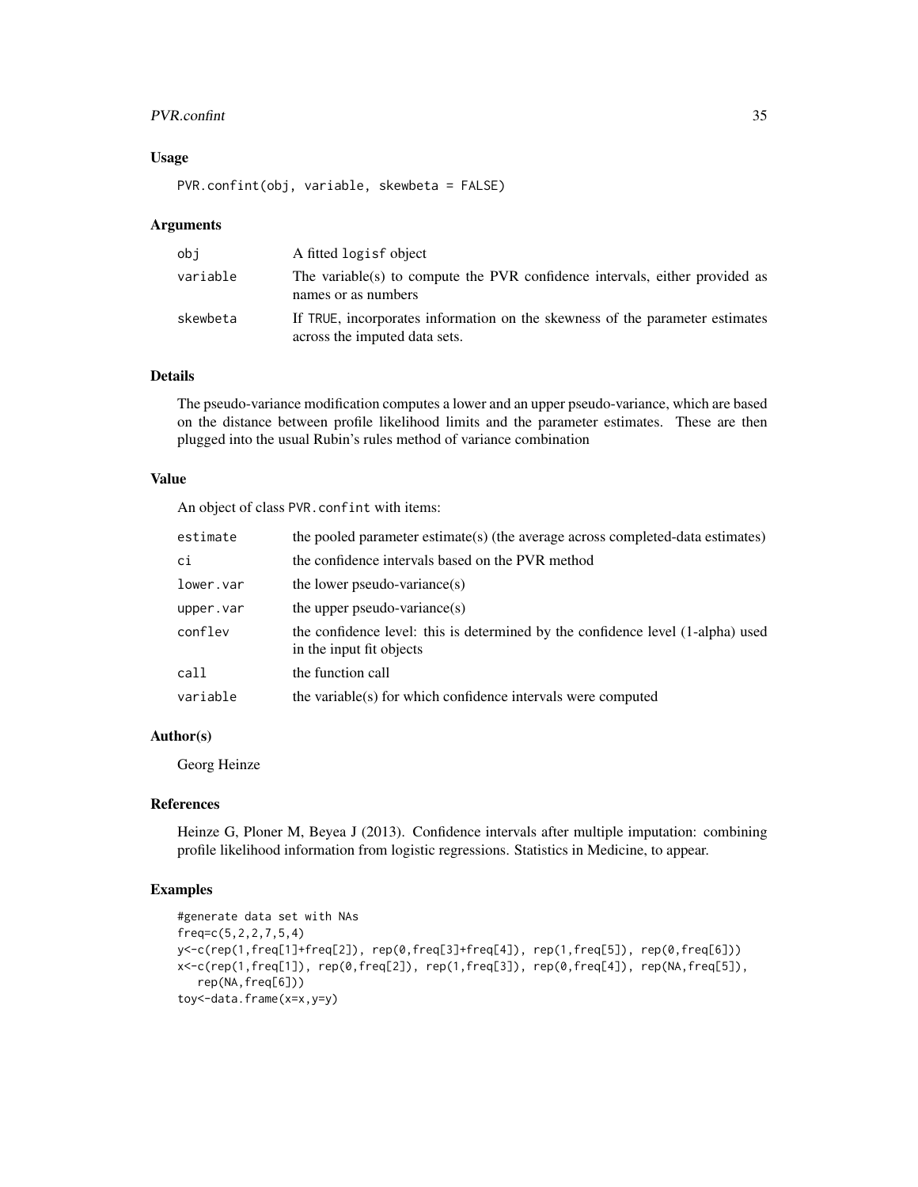### Usage

```
PVR.confint(obj, variable, skewbeta = FALSE)
```

### Arguments

| | |
|---|---|
| `obj` | A fitted `logisf` object |
| `variable` | The variable(s) to compute the PVR confidence intervals, either provided as names or as numbers |
| `skewbeta` | If `TRUE`, incorporates information on the skewness of the parameter estimates across the imputed data sets. |

### Details

The pseudo-variance modification computes a lower and an upper pseudo-variance, which are based on the distance between profile likelihood limits and the parameter estimates. These are then plugged into the usual Rubin's rules method of variance combination

### Value

An object of class `PVR.confint` with items:

| | |
|---|---|
| `estimate` | the pooled parameter estimate(s) (the average across completed-data estimates) |
| `ci` | the confidence intervals based on the PVR method |
| `lower.var` | the lower pseudo-variance(s) |
| `upper.var` | the upper pseudo-variance(s) |
| `conflev` | the confidence level: this is determined by the confidence level (1-alpha) used in the input fit objects |
| `call` | the function call |
| `variable` | the variable(s) for which confidence intervals were computed |

### Author(s)

Georg Heinze

### References

Heinze G, Ploner M, Beyea J (2013). Confidence intervals after multiple imputation: combining profile likelihood information from logistic regressions. Statistics in Medicine, to appear.

### Examples

```
#generate data set with NAs
freq=c(5,2,2,7,5,4)
y<-c(rep(1,freq[1]+freq[2]), rep(0,freq[3]+freq[4]), rep(1,freq[5]), rep(0,freq[6]))
x<-c(rep(1,freq[1]), rep(0,freq[2]), rep(1,freq[3]), rep(0,freq[4]), rep(NA,freq[5]),
   rep(NA,freq[6]))
toy<-data.frame(x=x,y=y)
```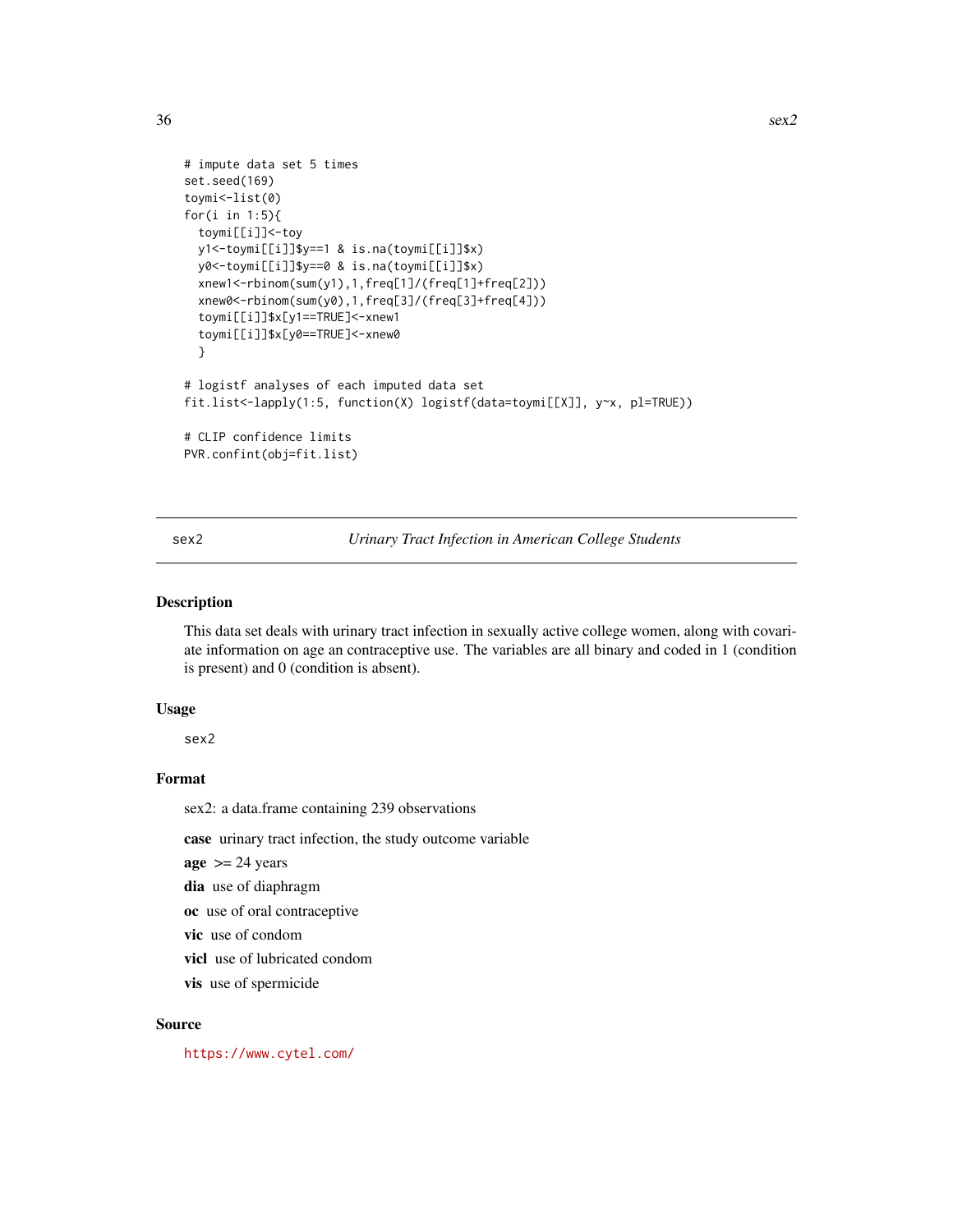```
# impute data set 5 times
set.seed(169)
toymi<-list(0)
for(i in 1:5){
  toymi[[i]]<-toy
  y1<-toymi[[i]]$y==1 & is.na(toymi[[i]]$x)
  y0<-toymi[[i]]$y==0 & is.na(toymi[[i]]$x)
  xnew1<-rbinom(sum(y1),1,freq[1]/(freq[1]+freq[2]))
  xnew0<-rbinom(sum(y0),1,freq[3]/(freq[3]+freq[4]))
  toymi[[i]]$x[y1==TRUE]<-xnew1
  toymi[[i]]$x[y0==TRUE]<-xnew0
  }

# logistf analyses of each imputed data set
fit.list<-lapply(1:5, function(X) logistf(data=toymi[[X]], y~x, pl=TRUE))

# CLIP confidence limits
PVR.confint(obj=fit.list)
```

---

## sex2 — *Urinary Tract Infection in American College Students*

### Description

This data set deals with urinary tract infection in sexually active college women, along with covariate information on age an contraceptive use. The variables are all binary and coded in 1 (condition is present) and 0 (condition is absent).

### Usage

```
sex2
```

### Format

sex2: a data.frame containing 239 observations

**case** urinary tract infection, the study outcome variable

**age** >= 24 years

**dia** use of diaphragm

**oc** use of oral contraceptive

**vic** use of condom

**vicl** use of lubricated condom

**vis** use of spermicide

### Source

https://www.cytel.com/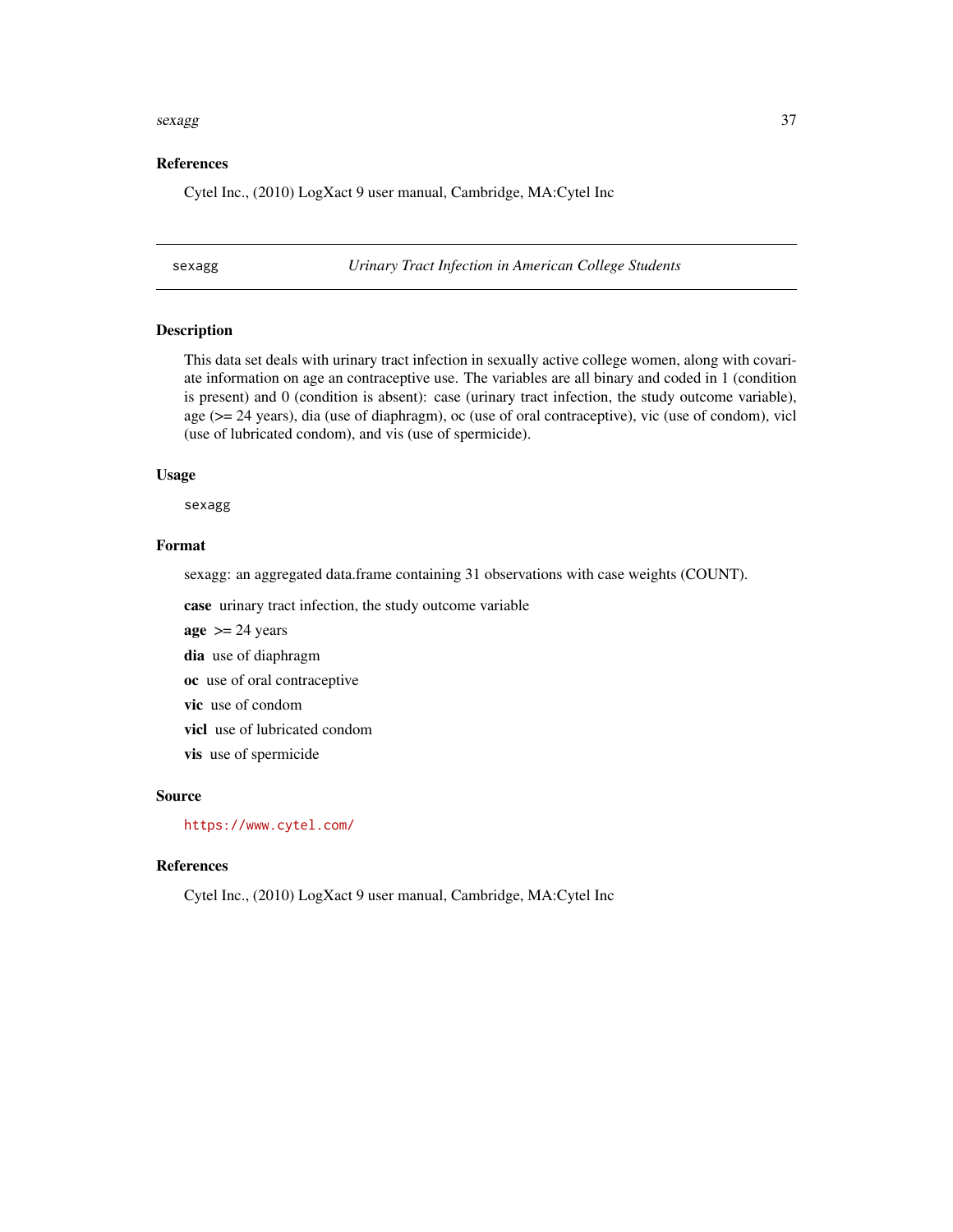## References

Cytel Inc., (2010) LogXact 9 user manual, Cambridge, MA:Cytel Inc

---

## sexagg — *Urinary Tract Infection in American College Students*

---

### Description

This data set deals with urinary tract infection in sexually active college women, along with covariate information on age an contraceptive use. The variables are all binary and coded in 1 (condition is present) and 0 (condition is absent): case (urinary tract infection, the study outcome variable), age (>= 24 years), dia (use of diaphragm), oc (use of oral contraceptive), vic (use of condom), vicl (use of lubricated condom), and vis (use of spermicide).

### Usage

```
sexagg
```

### Format

sexagg: an aggregated data.frame containing 31 observations with case weights (COUNT).

**case** urinary tract infection, the study outcome variable

**age** >= 24 years

**dia** use of diaphragm

**oc** use of oral contraceptive

**vic** use of condom

**vicl** use of lubricated condom

**vis** use of spermicide

### Source

https://www.cytel.com/

### References

Cytel Inc., (2010) LogXact 9 user manual, Cambridge, MA:Cytel Inc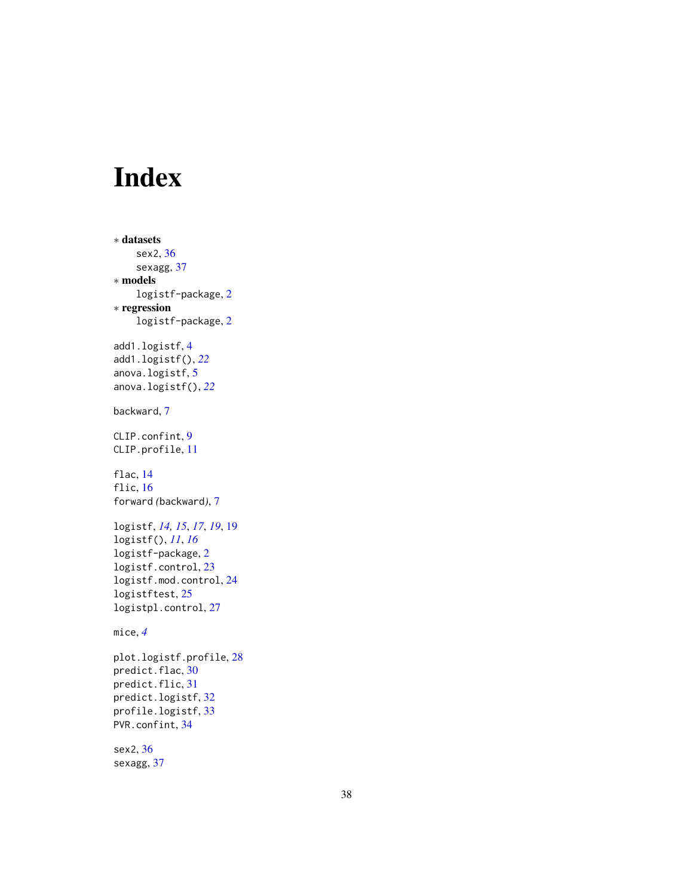# Index

∗ **datasets**
  sex2, 36
  sexagg, 37

∗ **models**
  logistf-package, 2

∗ **regression**
  logistf-package, 2

add1.logistf, 4
add1.logistf(), *22*
anova.logistf, 5
anova.logistf(), *22*

backward, 7

CLIP.confint, 9
CLIP.profile, 11

flac, 14
flic, 16
forward *(*backward*)*, 7

logistf, *14, 15*, *17*, *19*, 19
logistf(), *11*, *16*
logistf-package, 2
logistf.control, 23
logistf.mod.control, 24
logistftest, 25
logistpl.control, 27

mice, *4*

plot.logistf.profile, 28
predict.flac, 30
predict.flic, 31
predict.logistf, 32
profile.logistf, 33
PVR.confint, 34

sex2, 36
sexagg, 37